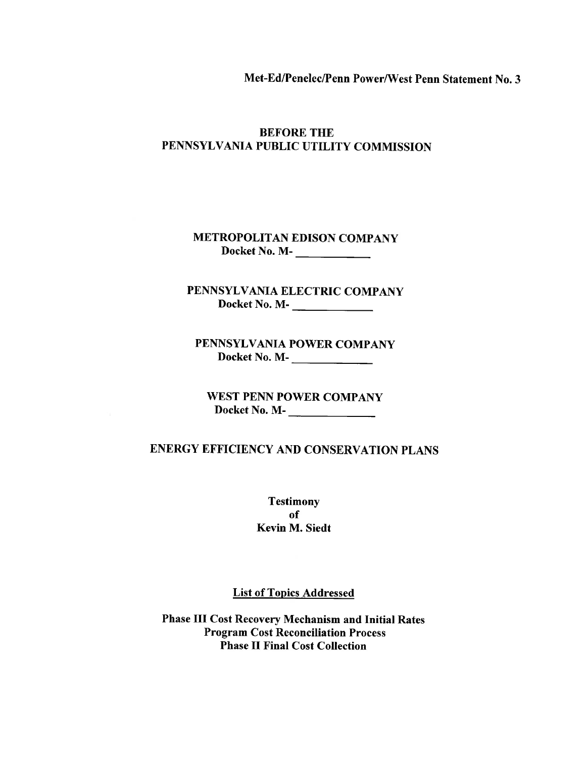Met-Ed/Penelec/Penn Power/West Penn Statement No. 3

**BEFORE THE**
**PENNSYLVANIA PUBLIC UTILITY COMMISSION**

**METROPOLITAN EDISON COMPANY**
**Docket No. M- \_\_\_\_\_\_\_\_\_\_\_\_**

**PENNSYLVANIA ELECTRIC COMPANY**
**Docket No. M- \_\_\_\_\_\_\_\_\_\_\_\_**

**PENNSYLVANIA POWER COMPANY**
**Docket No. M- \_\_\_\_\_\_\_\_\_\_\_\_**

**WEST PENN POWER COMPANY**
**Docket No. M- \_\_\_\_\_\_\_\_\_\_\_\_**

**ENERGY EFFICIENCY AND CONSERVATION PLANS**

**Testimony**
**of**
**Kevin M. Siedt**

**<u>List of Topics Addressed</u>**

**Phase III Cost Recovery Mechanism and Initial Rates**
**Program Cost Reconciliation Process**
**Phase II Final Cost Collection**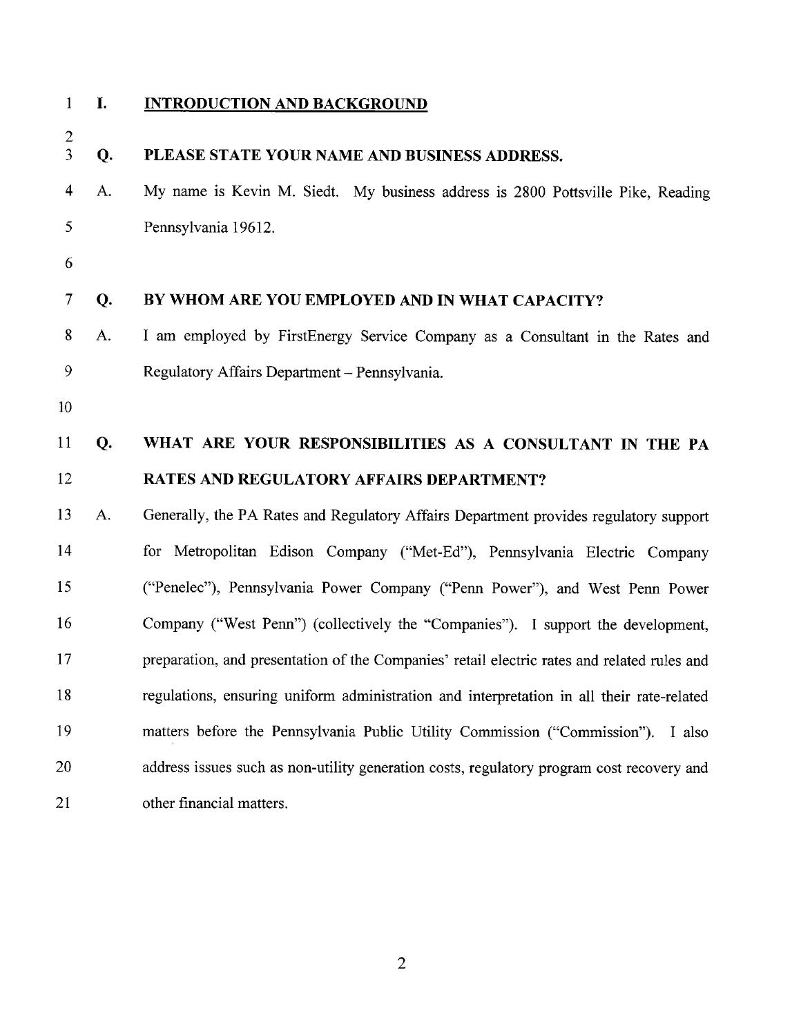## I. INTRODUCTION AND BACKGROUND

**Q. PLEASE STATE YOUR NAME AND BUSINESS ADDRESS.**

A. My name is Kevin M. Siedt. My business address is 2800 Pottsville Pike, Reading Pennsylvania 19612.

**Q. BY WHOM ARE YOU EMPLOYED AND IN WHAT CAPACITY?**

A. I am employed by FirstEnergy Service Company as a Consultant in the Rates and Regulatory Affairs Department – Pennsylvania.

**Q. WHAT ARE YOUR RESPONSIBILITIES AS A CONSULTANT IN THE PA RATES AND REGULATORY AFFAIRS DEPARTMENT?**

A. Generally, the PA Rates and Regulatory Affairs Department provides regulatory support for Metropolitan Edison Company ("Met-Ed"), Pennsylvania Electric Company ("Penelec"), Pennsylvania Power Company ("Penn Power"), and West Penn Power Company ("West Penn") (collectively the "Companies"). I support the development, preparation, and presentation of the Companies' retail electric rates and related rules and regulations, ensuring uniform administration and interpretation in all their rate-related matters before the Pennsylvania Public Utility Commission ("Commission"). I also address issues such as non-utility generation costs, regulatory program cost recovery and other financial matters.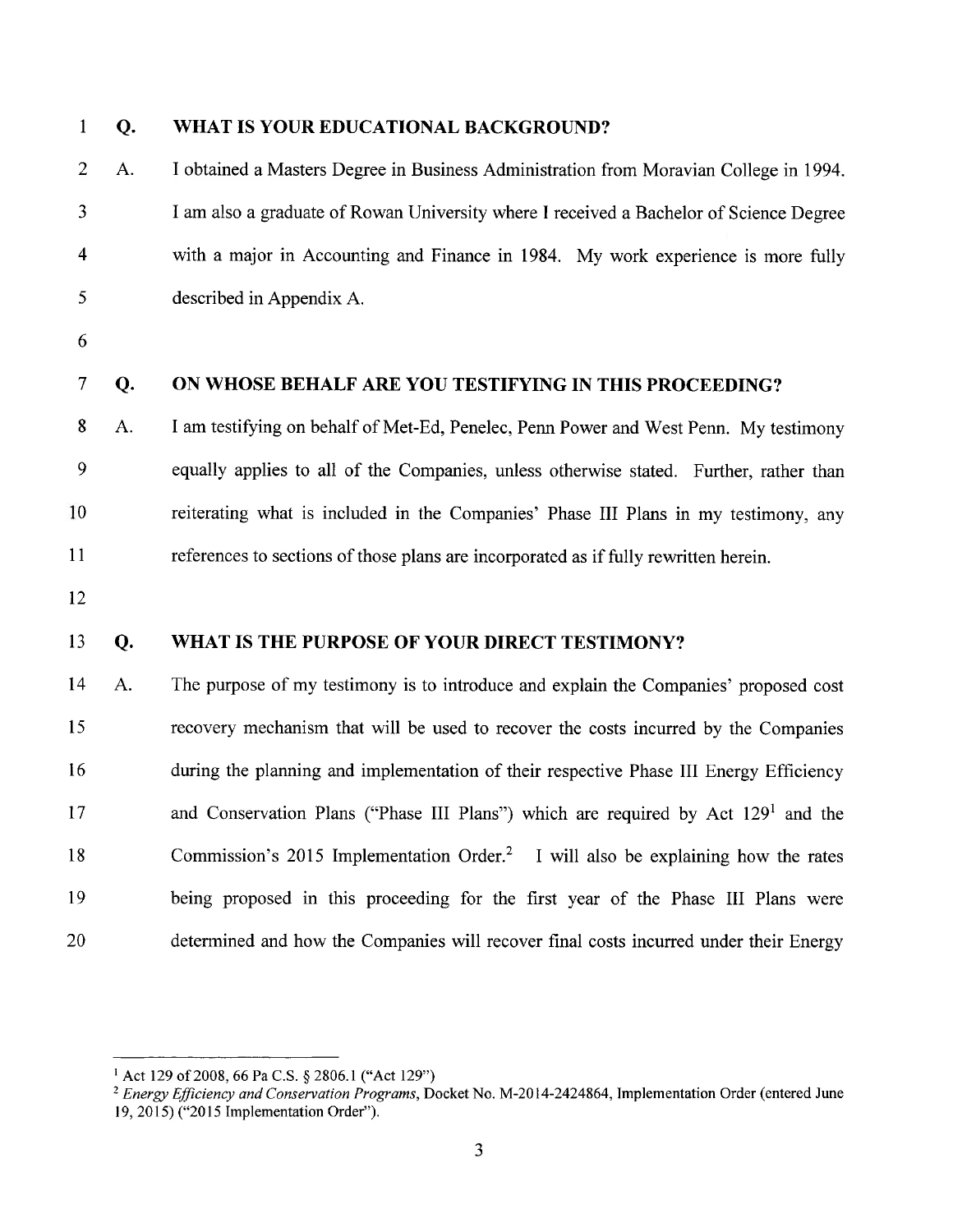**Q. WHAT IS YOUR EDUCATIONAL BACKGROUND?**

A. I obtained a Masters Degree in Business Administration from Moravian College in 1994. I am also a graduate of Rowan University where I received a Bachelor of Science Degree with a major in Accounting and Finance in 1984. My work experience is more fully described in Appendix A.

**Q. ON WHOSE BEHALF ARE YOU TESTIFYING IN THIS PROCEEDING?**

A. I am testifying on behalf of Met-Ed, Penelec, Penn Power and West Penn. My testimony equally applies to all of the Companies, unless otherwise stated. Further, rather than reiterating what is included in the Companies' Phase III Plans in my testimony, any references to sections of those plans are incorporated as if fully rewritten herein.

**Q. WHAT IS THE PURPOSE OF YOUR DIRECT TESTIMONY?**

A. The purpose of my testimony is to introduce and explain the Companies' proposed cost recovery mechanism that will be used to recover the costs incurred by the Companies during the planning and implementation of their respective Phase III Energy Efficiency and Conservation Plans ("Phase III Plans") which are required by Act 129[1] and the Commission's 2015 Implementation Order.[2] I will also be explaining how the rates being proposed in this proceeding for the first year of the Phase III Plans were determined and how the Companies will recover final costs incurred under their Energy

---

[1] Act 129 of 2008, 66 Pa C.S. § 2806.1 ("Act 129")

[2] *Energy Efficiency and Conservation Programs*, Docket No. M-2014-2424864, Implementation Order (entered June 19, 2015) ("2015 Implementation Order").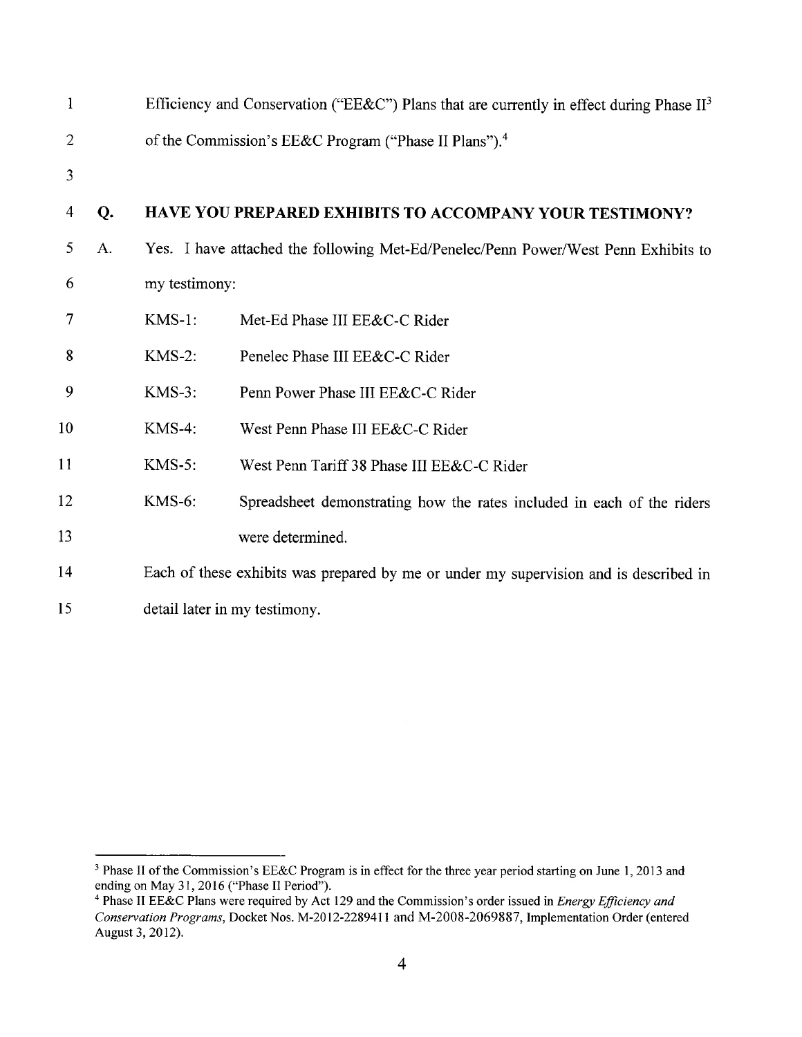Efficiency and Conservation ("EE&C") Plans that are currently in effect during Phase II[3] of the Commission's EE&C Program ("Phase II Plans").[4]

**Q. HAVE YOU PREPARED EXHIBITS TO ACCOMPANY YOUR TESTIMONY?**

A. Yes. I have attached the following Met-Ed/Penelec/Penn Power/West Penn Exhibits to my testimony:

| | |
|---|---|
| KMS-1: | Met-Ed Phase III EE&C-C Rider |
| KMS-2: | Penelec Phase III EE&C-C Rider |
| KMS-3: | Penn Power Phase III EE&C-C Rider |
| KMS-4: | West Penn Phase III EE&C-C Rider |
| KMS-5: | West Penn Tariff 38 Phase III EE&C-C Rider |
| KMS-6: | Spreadsheet demonstrating how the rates included in each of the riders were determined. |

Each of these exhibits was prepared by me or under my supervision and is described in detail later in my testimony.

---

[3] Phase II of the Commission's EE&C Program is in effect for the three year period starting on June 1, 2013 and ending on May 31, 2016 ("Phase II Period").

[4] Phase II EE&C Plans were required by Act 129 and the Commission's order issued in *Energy Efficiency and Conservation Programs*, Docket Nos. M-2012-2289411 and M-2008-2069887, Implementation Order (entered August 3, 2012).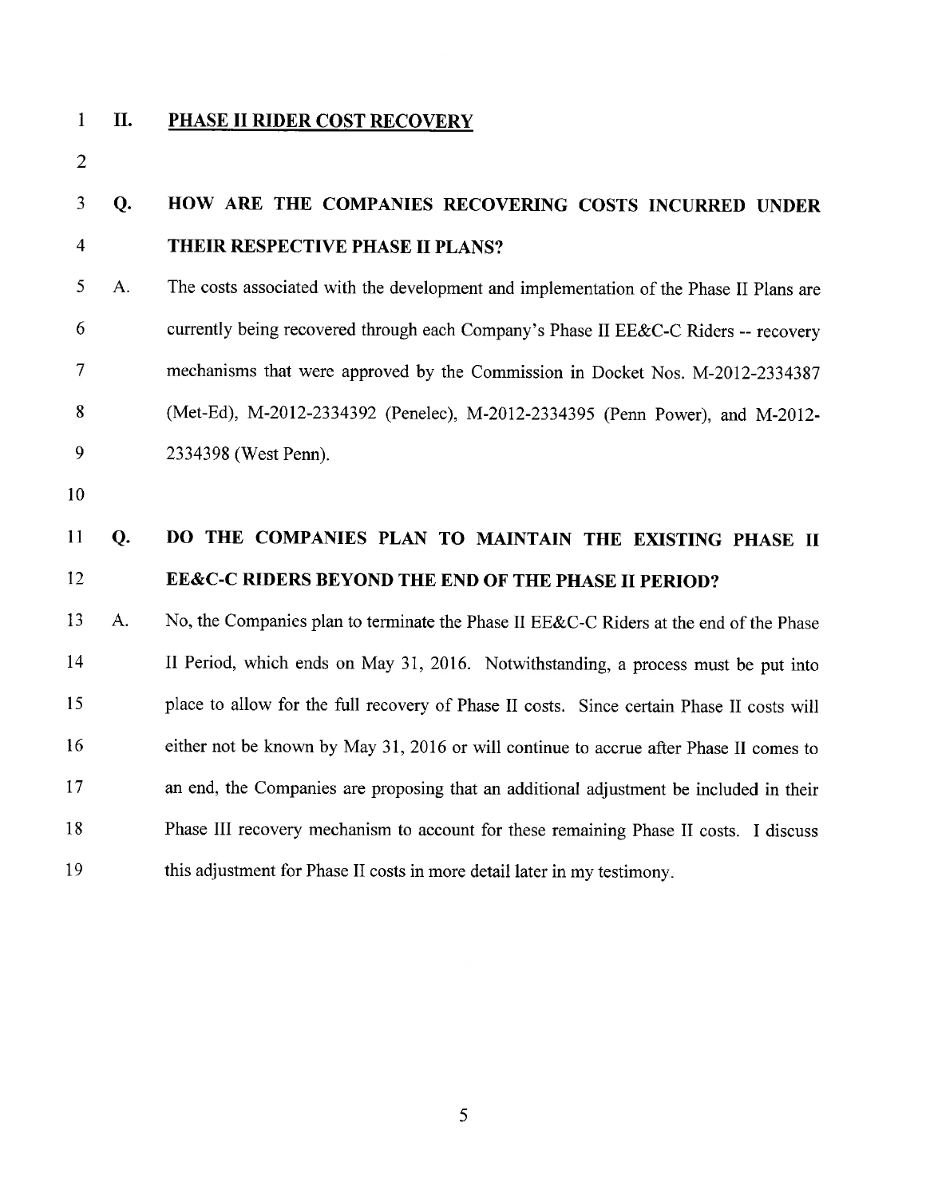## II. PHASE II RIDER COST RECOVERY

**Q. HOW ARE THE COMPANIES RECOVERING COSTS INCURRED UNDER THEIR RESPECTIVE PHASE II PLANS?**

A. The costs associated with the development and implementation of the Phase II Plans are currently being recovered through each Company's Phase II EE&C-C Riders -- recovery mechanisms that were approved by the Commission in Docket Nos. M-2012-2334387 (Met-Ed), M-2012-2334392 (Penelec), M-2012-2334395 (Penn Power), and M-2012-2334398 (West Penn).

**Q. DO THE COMPANIES PLAN TO MAINTAIN THE EXISTING PHASE II EE&C-C RIDERS BEYOND THE END OF THE PHASE II PERIOD?**

A. No, the Companies plan to terminate the Phase II EE&C-C Riders at the end of the Phase II Period, which ends on May 31, 2016. Notwithstanding, a process must be put into place to allow for the full recovery of Phase II costs. Since certain Phase II costs will either not be known by May 31, 2016 or will continue to accrue after Phase II comes to an end, the Companies are proposing that an additional adjustment be included in their Phase III recovery mechanism to account for these remaining Phase II costs. I discuss this adjustment for Phase II costs in more detail later in my testimony.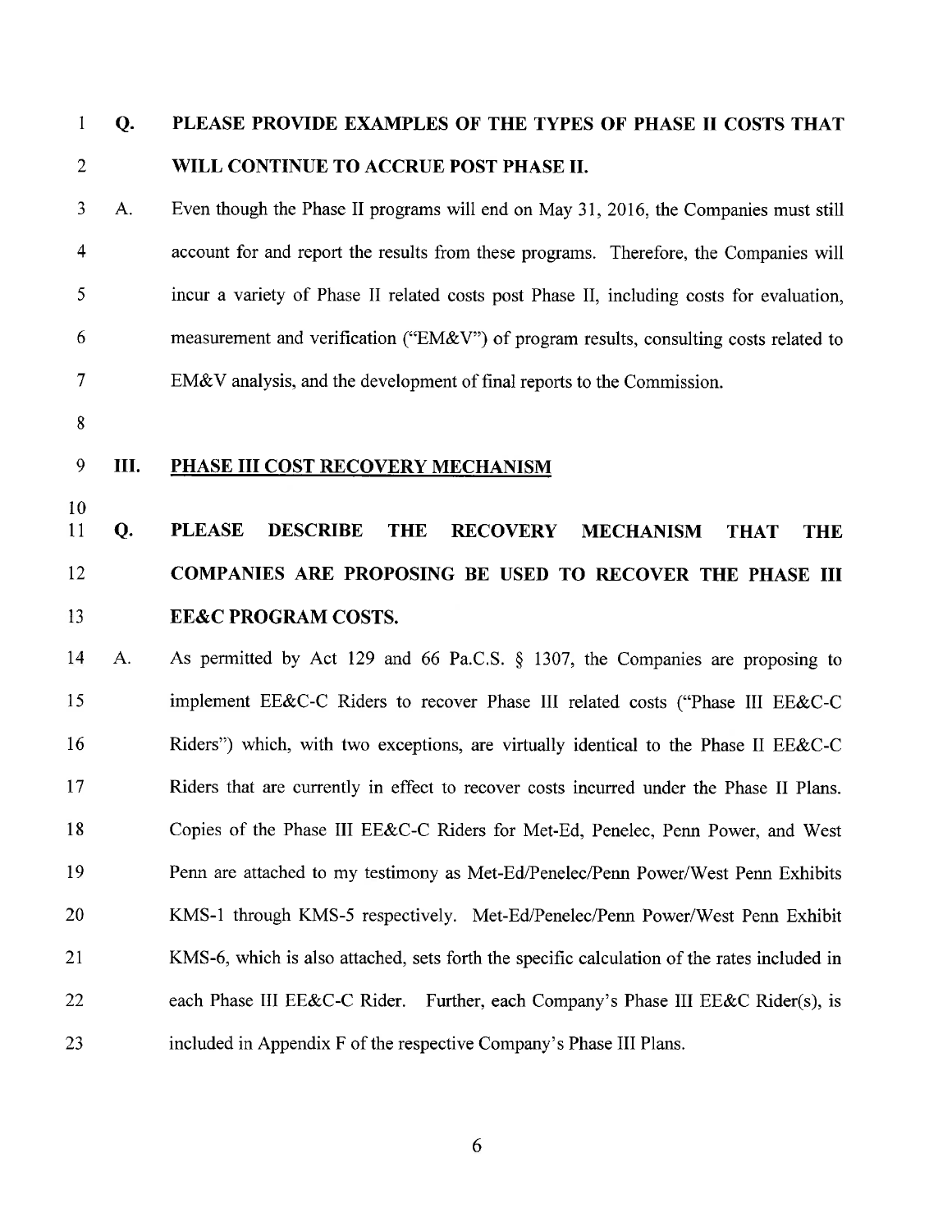**Q. PLEASE PROVIDE EXAMPLES OF THE TYPES OF PHASE II COSTS THAT WILL CONTINUE TO ACCRUE POST PHASE II.**

A. Even though the Phase II programs will end on May 31, 2016, the Companies must still account for and report the results from these programs. Therefore, the Companies will incur a variety of Phase II related costs post Phase II, including costs for evaluation, measurement and verification ("EM&V") of program results, consulting costs related to EM&V analysis, and the development of final reports to the Commission.

## III. PHASE III COST RECOVERY MECHANISM

**Q. PLEASE DESCRIBE THE RECOVERY MECHANISM THAT THE COMPANIES ARE PROPOSING BE USED TO RECOVER THE PHASE III EE&C PROGRAM COSTS.**

A. As permitted by Act 129 and 66 Pa.C.S. § 1307, the Companies are proposing to implement EE&C-C Riders to recover Phase III related costs ("Phase III EE&C-C Riders") which, with two exceptions, are virtually identical to the Phase II EE&C-C Riders that are currently in effect to recover costs incurred under the Phase II Plans. Copies of the Phase III EE&C-C Riders for Met-Ed, Penelec, Penn Power, and West Penn are attached to my testimony as Met-Ed/Penelec/Penn Power/West Penn Exhibits KMS-1 through KMS-5 respectively. Met-Ed/Penelec/Penn Power/West Penn Exhibit KMS-6, which is also attached, sets forth the specific calculation of the rates included in each Phase III EE&C-C Rider. Further, each Company's Phase III EE&C Rider(s), is included in Appendix F of the respective Company's Phase III Plans.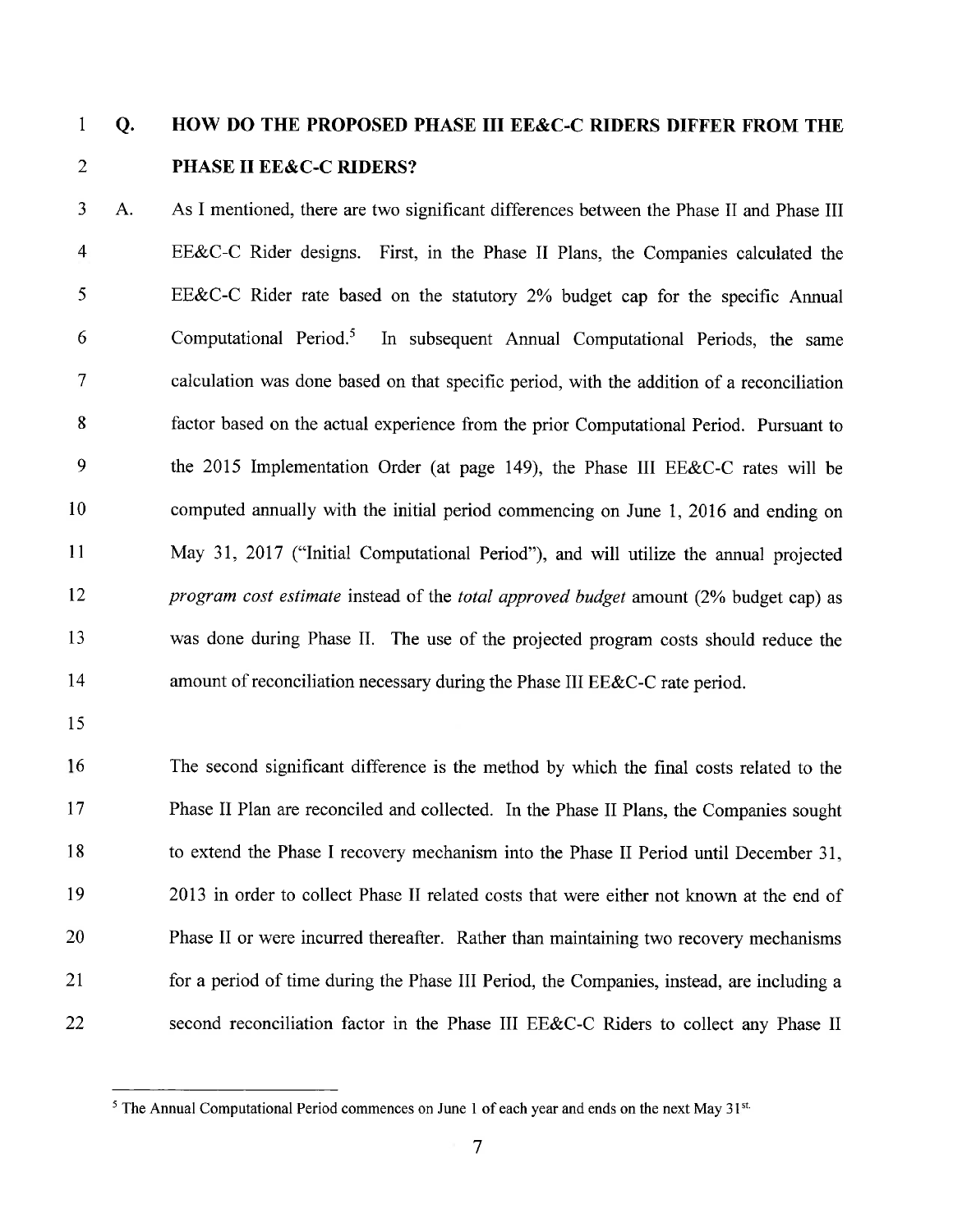**Q. HOW DO THE PROPOSED PHASE III EE&C-C RIDERS DIFFER FROM THE PHASE II EE&C-C RIDERS?**

A. As I mentioned, there are two significant differences between the Phase II and Phase III EE&C-C Rider designs. First, in the Phase II Plans, the Companies calculated the EE&C-C Rider rate based on the statutory 2% budget cap for the specific Annual Computational Period.[5] In subsequent Annual Computational Periods, the same calculation was done based on that specific period, with the addition of a reconciliation factor based on the actual experience from the prior Computational Period. Pursuant to the 2015 Implementation Order (at page 149), the Phase III EE&C-C rates will be computed annually with the initial period commencing on June 1, 2016 and ending on May 31, 2017 ("Initial Computational Period"), and will utilize the annual projected *program cost estimate* instead of the *total approved budget* amount (2% budget cap) as was done during Phase II. The use of the projected program costs should reduce the amount of reconciliation necessary during the Phase III EE&C-C rate period.

The second significant difference is the method by which the final costs related to the Phase II Plan are reconciled and collected. In the Phase II Plans, the Companies sought to extend the Phase I recovery mechanism into the Phase II Period until December 31, 2013 in order to collect Phase II related costs that were either not known at the end of Phase II or were incurred thereafter. Rather than maintaining two recovery mechanisms for a period of time during the Phase III Period, the Companies, instead, are including a second reconciliation factor in the Phase III EE&C-C Riders to collect any Phase II

---

[5] The Annual Computational Period commences on June 1 of each year and ends on the next May 31st.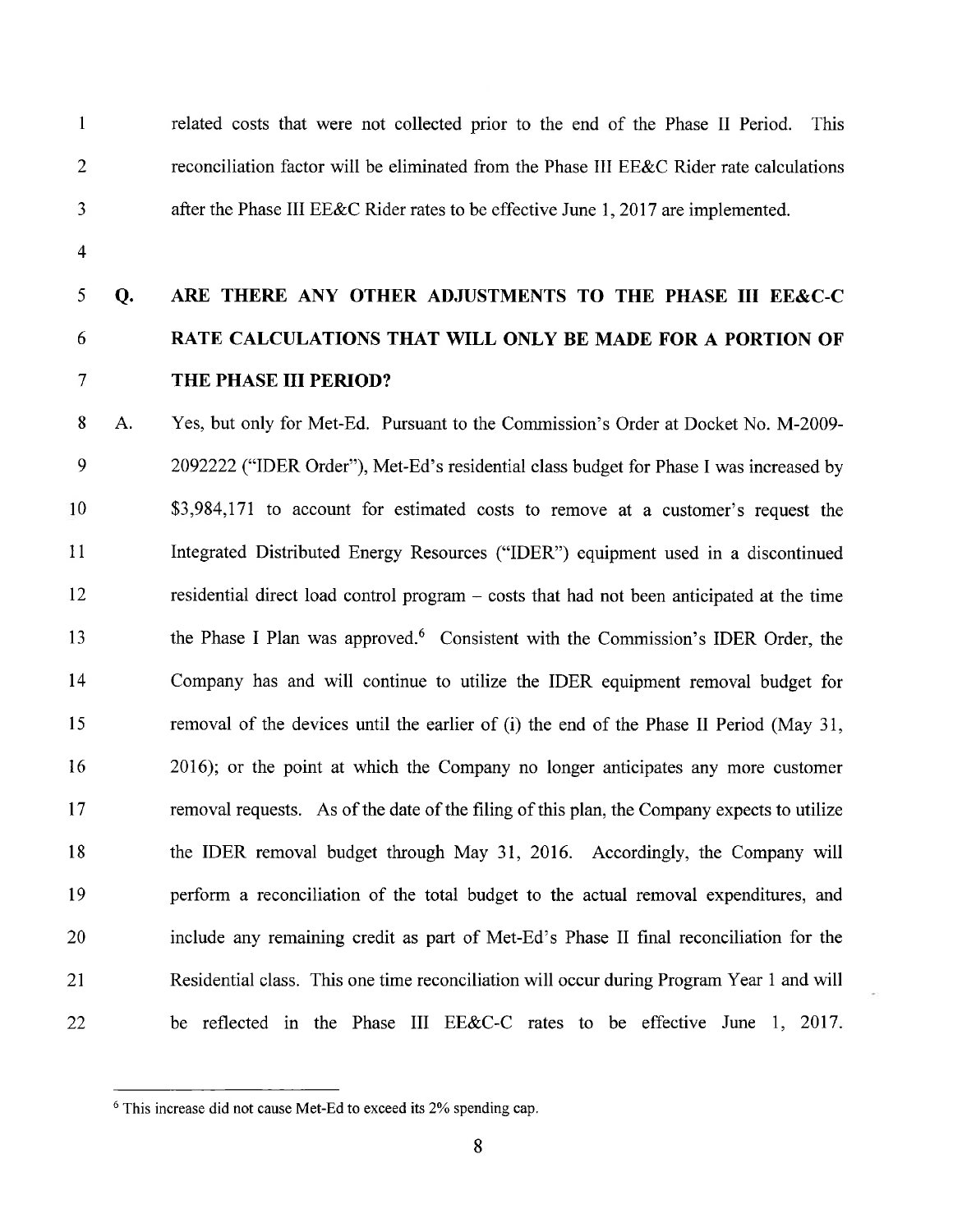related costs that were not collected prior to the end of the Phase II Period. This reconciliation factor will be eliminated from the Phase III EE&C Rider rate calculations after the Phase III EE&C Rider rates to be effective June 1, 2017 are implemented.

**Q. ARE THERE ANY OTHER ADJUSTMENTS TO THE PHASE III EE&C-C RATE CALCULATIONS THAT WILL ONLY BE MADE FOR A PORTION OF THE PHASE III PERIOD?**

A. Yes, but only for Met-Ed. Pursuant to the Commission's Order at Docket No. M-2009-2092222 ("IDER Order"), Met-Ed's residential class budget for Phase I was increased by $3,984,171 to account for estimated costs to remove at a customer's request the Integrated Distributed Energy Resources ("IDER") equipment used in a discontinued residential direct load control program – costs that had not been anticipated at the time the Phase I Plan was approved.[6] Consistent with the Commission's IDER Order, the Company has and will continue to utilize the IDER equipment removal budget for removal of the devices until the earlier of (i) the end of the Phase II Period (May 31, 2016); or the point at which the Company no longer anticipates any more customer removal requests. As of the date of the filing of this plan, the Company expects to utilize the IDER removal budget through May 31, 2016. Accordingly, the Company will perform a reconciliation of the total budget to the actual removal expenditures, and include any remaining credit as part of Met-Ed's Phase II final reconciliation for the Residential class. This one time reconciliation will occur during Program Year 1 and will be reflected in the Phase III EE&C-C rates to be effective June 1, 2017.

---

[6] This increase did not cause Met-Ed to exceed its 2% spending cap.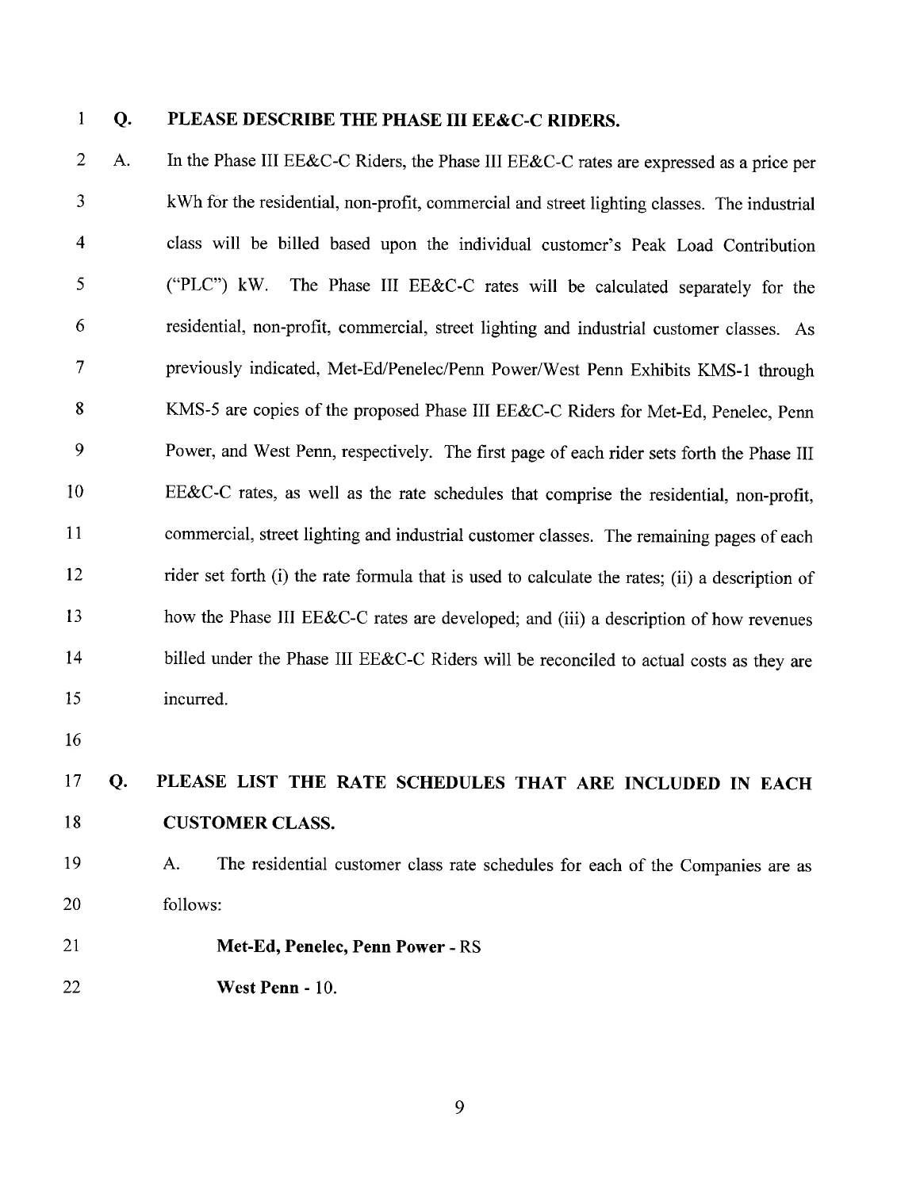**Q. PLEASE DESCRIBE THE PHASE III EE&C-C RIDERS.**

A. In the Phase III EE&C-C Riders, the Phase III EE&C-C rates are expressed as a price per kWh for the residential, non-profit, commercial and street lighting classes. The industrial class will be billed based upon the individual customer's Peak Load Contribution ("PLC") kW. The Phase III EE&C-C rates will be calculated separately for the residential, non-profit, commercial, street lighting and industrial customer classes. As previously indicated, Met-Ed/Penelec/Penn Power/West Penn Exhibits KMS-1 through KMS-5 are copies of the proposed Phase III EE&C-C Riders for Met-Ed, Penelec, Penn Power, and West Penn, respectively. The first page of each rider sets forth the Phase III EE&C-C rates, as well as the rate schedules that comprise the residential, non-profit, commercial, street lighting and industrial customer classes. The remaining pages of each rider set forth (i) the rate formula that is used to calculate the rates; (ii) a description of how the Phase III EE&C-C rates are developed; and (iii) a description of how revenues billed under the Phase III EE&C-C Riders will be reconciled to actual costs as they are incurred.

**Q. PLEASE LIST THE RATE SCHEDULES THAT ARE INCLUDED IN EACH CUSTOMER CLASS.**

A. The residential customer class rate schedules for each of the Companies are as follows:

**Met-Ed, Penelec, Penn Power** - RS

**West Penn** - 10.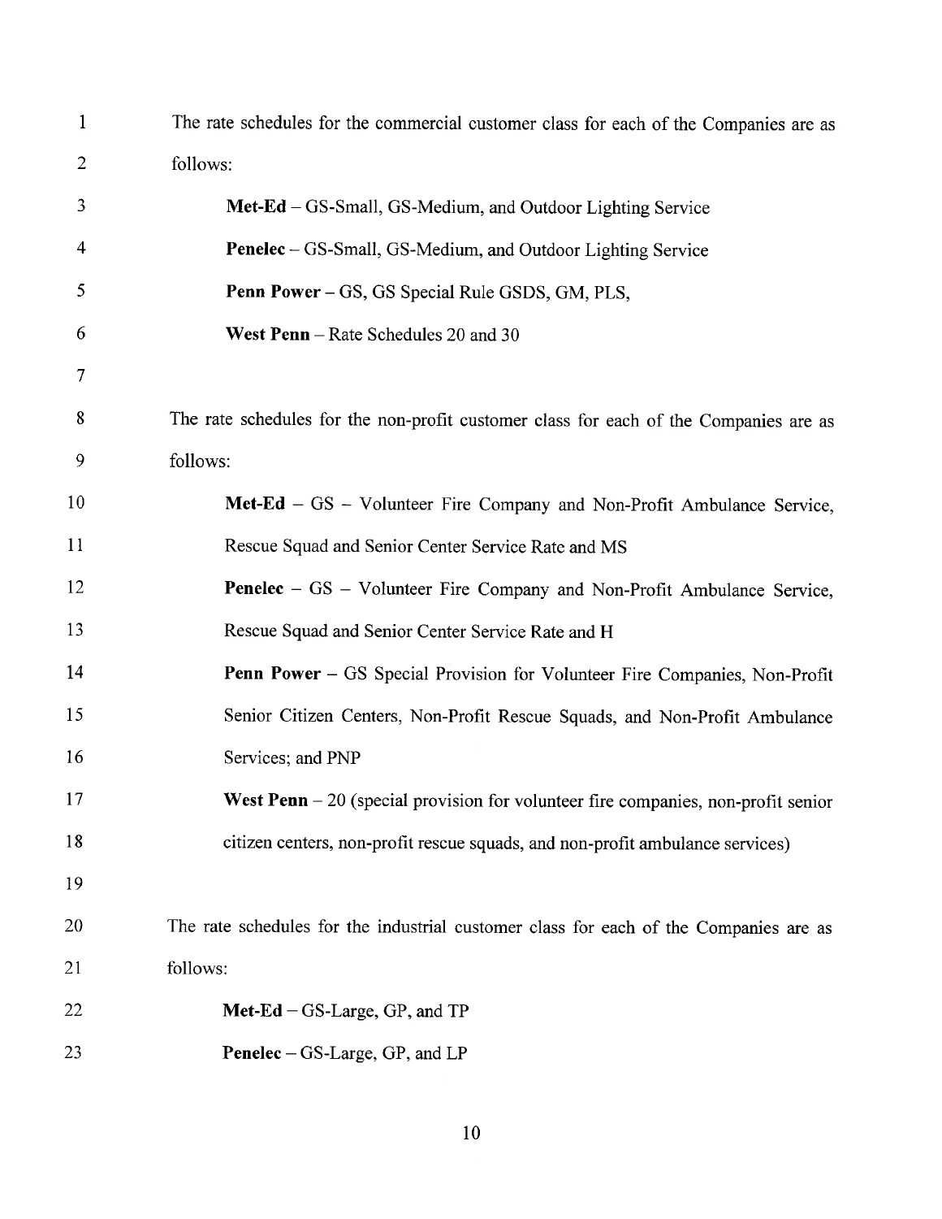The rate schedules for the commercial customer class for each of the Companies are as follows:

**Met-Ed** – GS-Small, GS-Medium, and Outdoor Lighting Service

**Penelec** – GS-Small, GS-Medium, and Outdoor Lighting Service

**Penn Power** – GS, GS Special Rule GSDS, GM, PLS,

**West Penn** – Rate Schedules 20 and 30

The rate schedules for the non-profit customer class for each of the Companies are as follows:

**Met-Ed** – GS – Volunteer Fire Company and Non-Profit Ambulance Service, Rescue Squad and Senior Center Service Rate and MS

**Penelec** – GS – Volunteer Fire Company and Non-Profit Ambulance Service, Rescue Squad and Senior Center Service Rate and H

**Penn Power** – GS Special Provision for Volunteer Fire Companies, Non-Profit Senior Citizen Centers, Non-Profit Rescue Squads, and Non-Profit Ambulance Services; and PNP

**West Penn** – 20 (special provision for volunteer fire companies, non-profit senior citizen centers, non-profit rescue squads, and non-profit ambulance services)

The rate schedules for the industrial customer class for each of the Companies are as follows:

**Met-Ed** – GS-Large, GP, and TP

**Penelec** – GS-Large, GP, and LP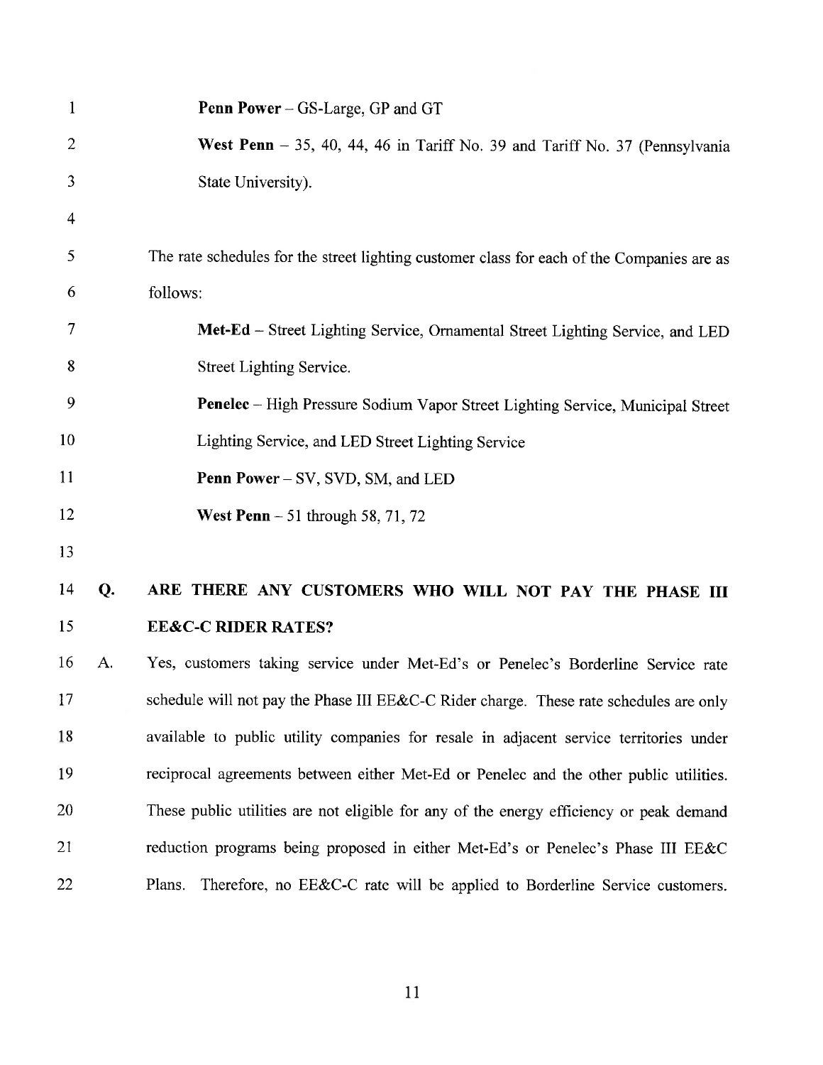**Penn Power** – GS-Large, GP and GT

**West Penn** – 35, 40, 44, 46 in Tariff No. 39 and Tariff No. 37 (Pennsylvania State University).

The rate schedules for the street lighting customer class for each of the Companies are as follows:

**Met-Ed** – Street Lighting Service, Ornamental Street Lighting Service, and LED Street Lighting Service.

**Penelec** – High Pressure Sodium Vapor Street Lighting Service, Municipal Street Lighting Service, and LED Street Lighting Service

**Penn Power** – SV, SVD, SM, and LED

**West Penn** – 51 through 58, 71, 72

**Q. ARE THERE ANY CUSTOMERS WHO WILL NOT PAY THE PHASE III EE&C-C RIDER RATES?**

A. Yes, customers taking service under Met-Ed's or Penelec's Borderline Service rate schedule will not pay the Phase III EE&C-C Rider charge. These rate schedules are only available to public utility companies for resale in adjacent service territories under reciprocal agreements between either Met-Ed or Penelec and the other public utilities. These public utilities are not eligible for any of the energy efficiency or peak demand reduction programs being proposed in either Met-Ed's or Penelec's Phase III EE&C Plans. Therefore, no EE&C-C rate will be applied to Borderline Service customers.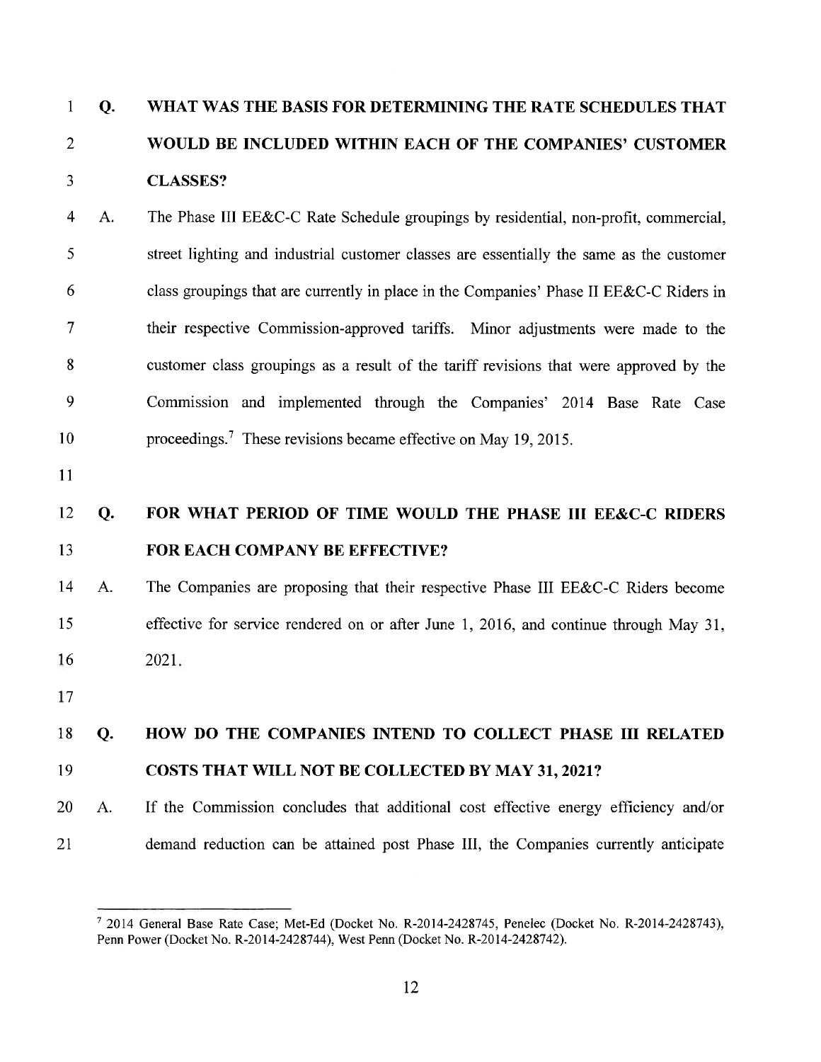**Q. WHAT WAS THE BASIS FOR DETERMINING THE RATE SCHEDULES THAT WOULD BE INCLUDED WITHIN EACH OF THE COMPANIES' CUSTOMER CLASSES?**

A. The Phase III EE&C-C Rate Schedule groupings by residential, non-profit, commercial, street lighting and industrial customer classes are essentially the same as the customer class groupings that are currently in place in the Companies' Phase II EE&C-C Riders in their respective Commission-approved tariffs. Minor adjustments were made to the customer class groupings as a result of the tariff revisions that were approved by the Commission and implemented through the Companies' 2014 Base Rate Case proceedings.[7] These revisions became effective on May 19, 2015.

**Q. FOR WHAT PERIOD OF TIME WOULD THE PHASE III EE&C-C RIDERS FOR EACH COMPANY BE EFFECTIVE?**

A. The Companies are proposing that their respective Phase III EE&C-C Riders become effective for service rendered on or after June 1, 2016, and continue through May 31, 2021.

**Q. HOW DO THE COMPANIES INTEND TO COLLECT PHASE III RELATED COSTS THAT WILL NOT BE COLLECTED BY MAY 31, 2021?**

A. If the Commission concludes that additional cost effective energy efficiency and/or demand reduction can be attained post Phase III, the Companies currently anticipate

---

[7] 2014 General Base Rate Case; Met-Ed (Docket No. R-2014-2428745, Penelec (Docket No. R-2014-2428743), Penn Power (Docket No. R-2014-2428744), West Penn (Docket No. R-2014-2428742).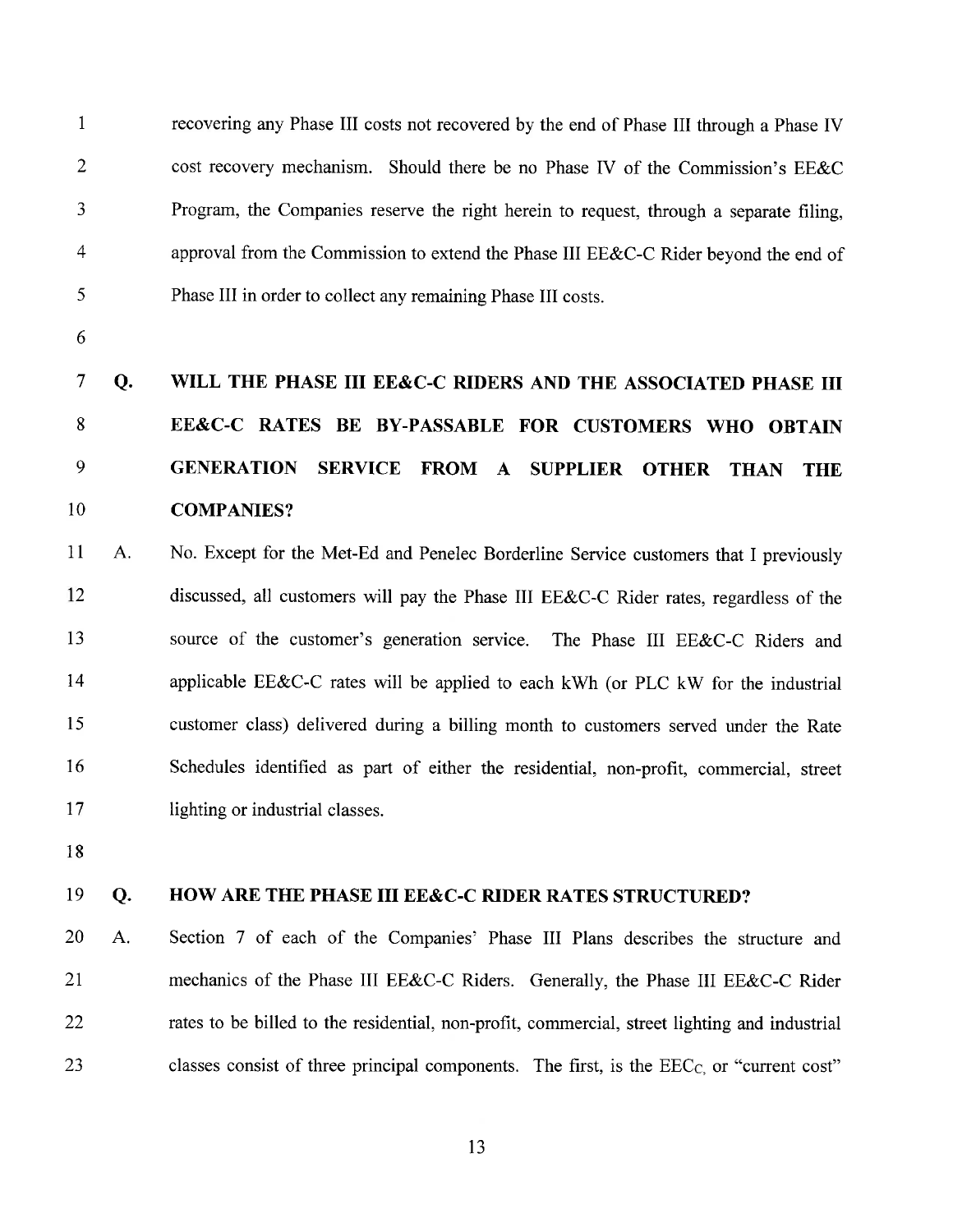recovering any Phase III costs not recovered by the end of Phase III through a Phase IV cost recovery mechanism. Should there be no Phase IV of the Commission's EE&C Program, the Companies reserve the right herein to request, through a separate filing, approval from the Commission to extend the Phase III EE&C-C Rider beyond the end of Phase III in order to collect any remaining Phase III costs.

**Q. WILL THE PHASE III EE&C-C RIDERS AND THE ASSOCIATED PHASE III EE&C-C RATES BE BY-PASSABLE FOR CUSTOMERS WHO OBTAIN GENERATION SERVICE FROM A SUPPLIER OTHER THAN THE COMPANIES?**

A. No. Except for the Met-Ed and Penelec Borderline Service customers that I previously discussed, all customers will pay the Phase III EE&C-C Rider rates, regardless of the source of the customer's generation service. The Phase III EE&C-C Riders and applicable EE&C-C rates will be applied to each kWh (or PLC kW for the industrial customer class) delivered during a billing month to customers served under the Rate Schedules identified as part of either the residential, non-profit, commercial, street lighting or industrial classes.

**Q. HOW ARE THE PHASE III EE&C-C RIDER RATES STRUCTURED?**

A. Section 7 of each of the Companies' Phase III Plans describes the structure and mechanics of the Phase III EE&C-C Riders. Generally, the Phase III EE&C-C Rider rates to be billed to the residential, non-profit, commercial, street lighting and industrial classes consist of three principal components. The first, is the $EEC_C$, or "current cost"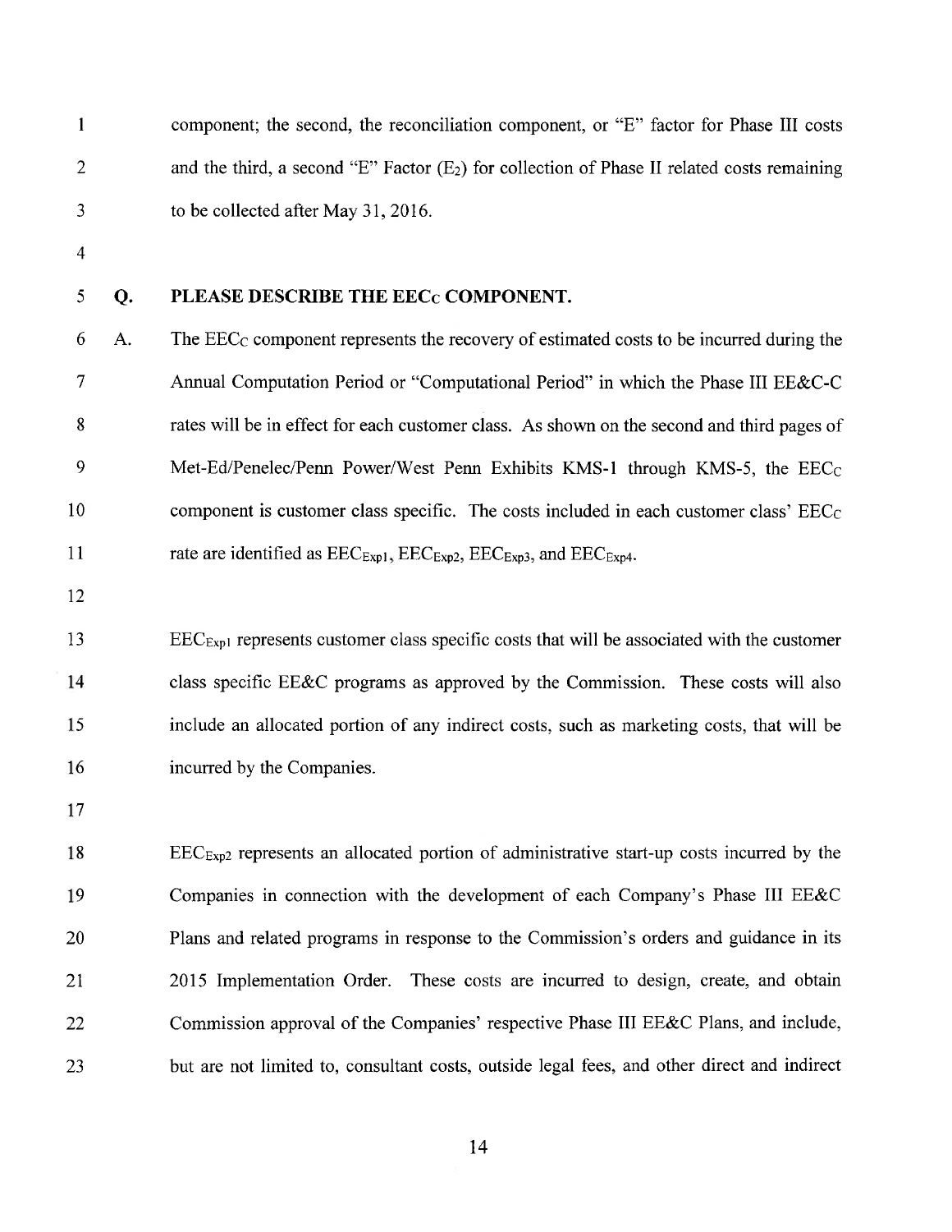component; the second, the reconciliation component, or "E" factor for Phase III costs and the third, a second "E" Factor ($E_2$) for collection of Phase II related costs remaining to be collected after May 31, 2016.

**Q. PLEASE DESCRIBE THE $EEC_C$ COMPONENT.**

A. The $EEC_C$ component represents the recovery of estimated costs to be incurred during the Annual Computation Period or "Computational Period" in which the Phase III EE&C-C rates will be in effect for each customer class. As shown on the second and third pages of Met-Ed/Penelec/Penn Power/West Penn Exhibits KMS-1 through KMS-5, the $EEC_C$ component is customer class specific. The costs included in each customer class' $EEC_C$ rate are identified as $EEC_{Exp1}$, $EEC_{Exp2}$, $EEC_{Exp3}$, and $EEC_{Exp4}$.

$EEC_{Exp1}$ represents customer class specific costs that will be associated with the customer class specific EE&C programs as approved by the Commission. These costs will also include an allocated portion of any indirect costs, such as marketing costs, that will be incurred by the Companies.

$EEC_{Exp2}$ represents an allocated portion of administrative start-up costs incurred by the Companies in connection with the development of each Company's Phase III EE&C Plans and related programs in response to the Commission's orders and guidance in its 2015 Implementation Order. These costs are incurred to design, create, and obtain Commission approval of the Companies' respective Phase III EE&C Plans, and include, but are not limited to, consultant costs, outside legal fees, and other direct and indirect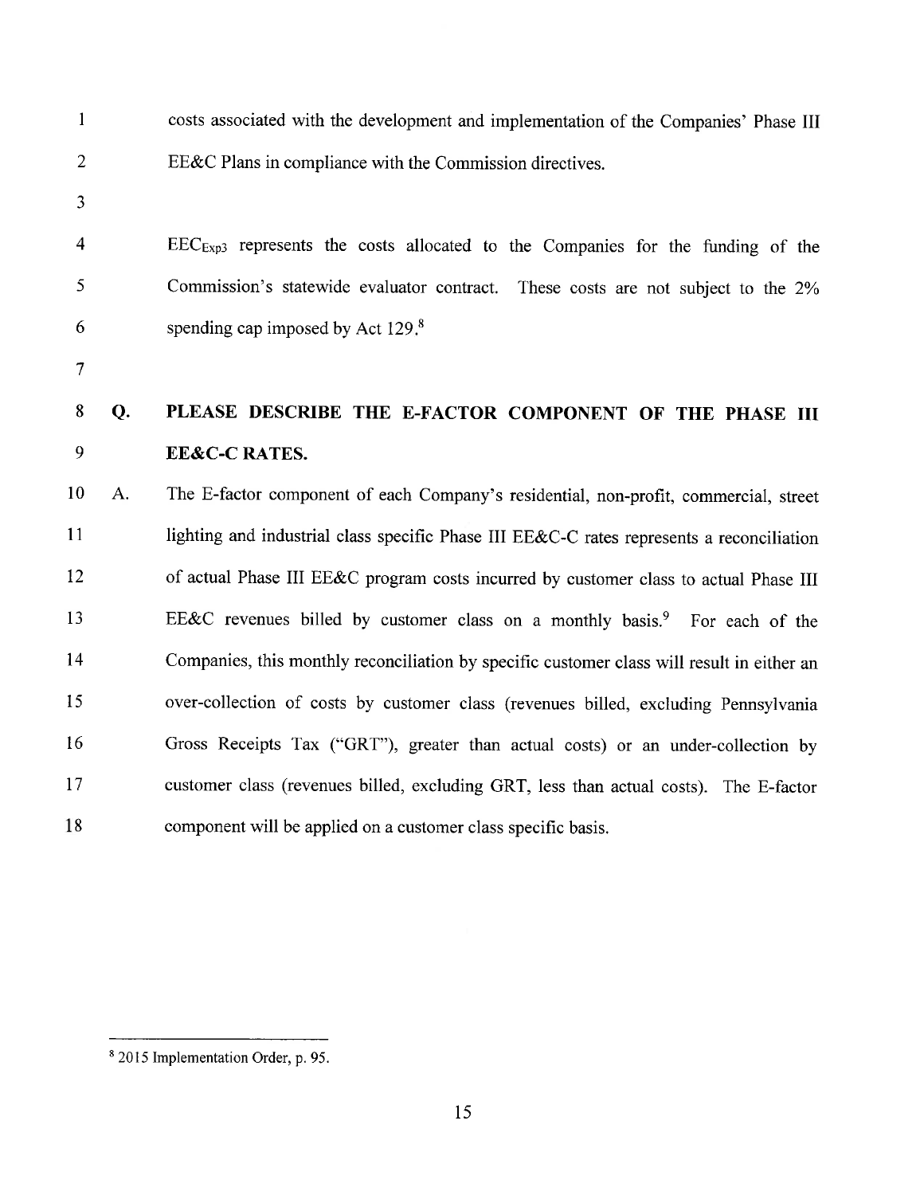costs associated with the development and implementation of the Companies' Phase III EE&C Plans in compliance with the Commission directives.

$EEC_{Exp3}$ represents the costs allocated to the Companies for the funding of the Commission's statewide evaluator contract. These costs are not subject to the 2% spending cap imposed by Act 129.[8]

**Q. PLEASE DESCRIBE THE E-FACTOR COMPONENT OF THE PHASE III EE&C-C RATES.**

A. The E-factor component of each Company's residential, non-profit, commercial, street lighting and industrial class specific Phase III EE&C-C rates represents a reconciliation of actual Phase III EE&C program costs incurred by customer class to actual Phase III EE&C revenues billed by customer class on a monthly basis.[9] For each of the Companies, this monthly reconciliation by specific customer class will result in either an over-collection of costs by customer class (revenues billed, excluding Pennsylvania Gross Receipts Tax ("GRT"), greater than actual costs) or an under-collection by customer class (revenues billed, excluding GRT, less than actual costs). The E-factor component will be applied on a customer class specific basis.

---

[8] 2015 Implementation Order, p. 95.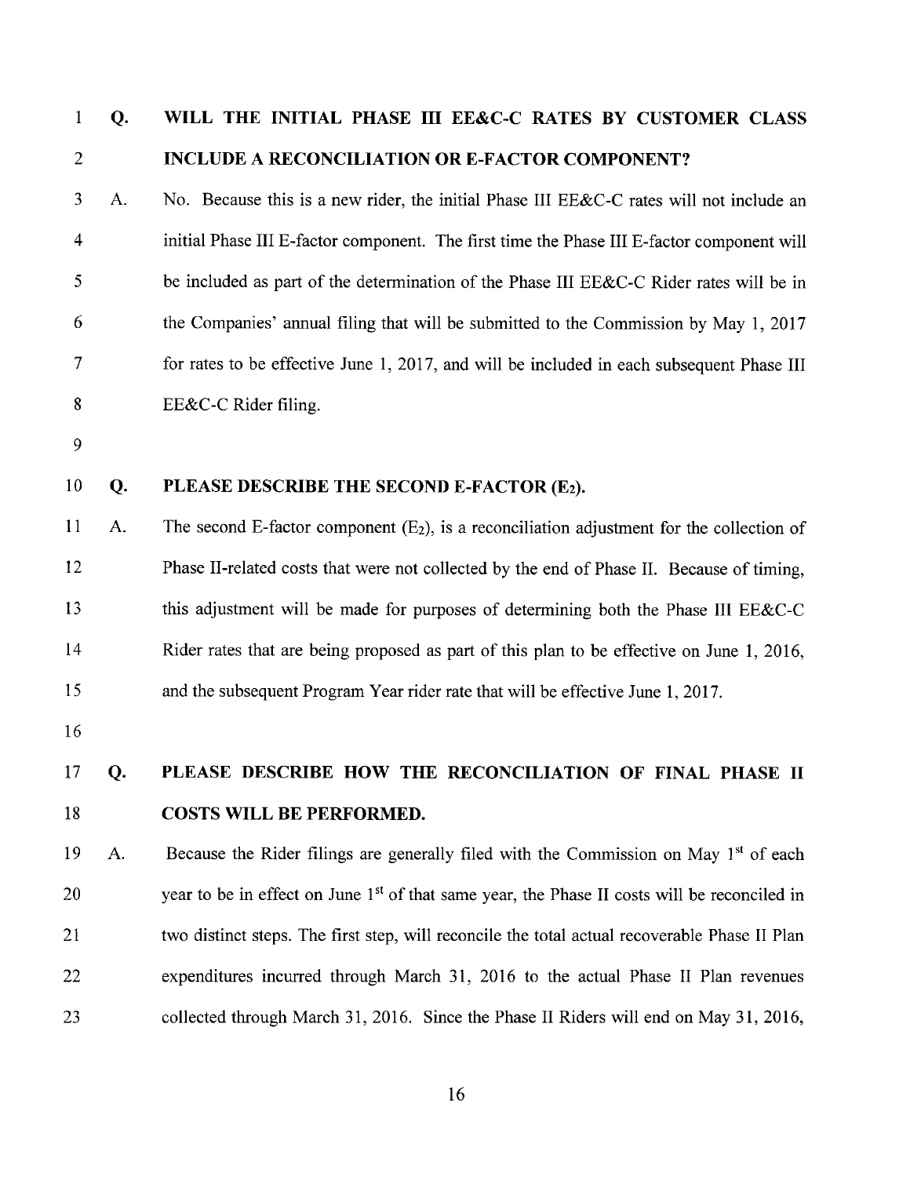**Q. WILL THE INITIAL PHASE III EE&C-C RATES BY CUSTOMER CLASS INCLUDE A RECONCILIATION OR E-FACTOR COMPONENT?**

A. No. Because this is a new rider, the initial Phase III EE&C-C rates will not include an initial Phase III E-factor component. The first time the Phase III E-factor component will be included as part of the determination of the Phase III EE&C-C Rider rates will be in the Companies' annual filing that will be submitted to the Commission by May 1, 2017 for rates to be effective June 1, 2017, and will be included in each subsequent Phase III EE&C-C Rider filing.

**Q. PLEASE DESCRIBE THE SECOND E-FACTOR ($E_2$).**

A. The second E-factor component ($E_2$), is a reconciliation adjustment for the collection of Phase II-related costs that were not collected by the end of Phase II. Because of timing, this adjustment will be made for purposes of determining both the Phase III EE&C-C Rider rates that are being proposed as part of this plan to be effective on June 1, 2016, and the subsequent Program Year rider rate that will be effective June 1, 2017.

**Q. PLEASE DESCRIBE HOW THE RECONCILIATION OF FINAL PHASE II COSTS WILL BE PERFORMED.**

A. Because the Rider filings are generally filed with the Commission on May 1st of each year to be in effect on June 1st of that same year, the Phase II costs will be reconciled in two distinct steps. The first step, will reconcile the total actual recoverable Phase II Plan expenditures incurred through March 31, 2016 to the actual Phase II Plan revenues collected through March 31, 2016. Since the Phase II Riders will end on May 31, 2016,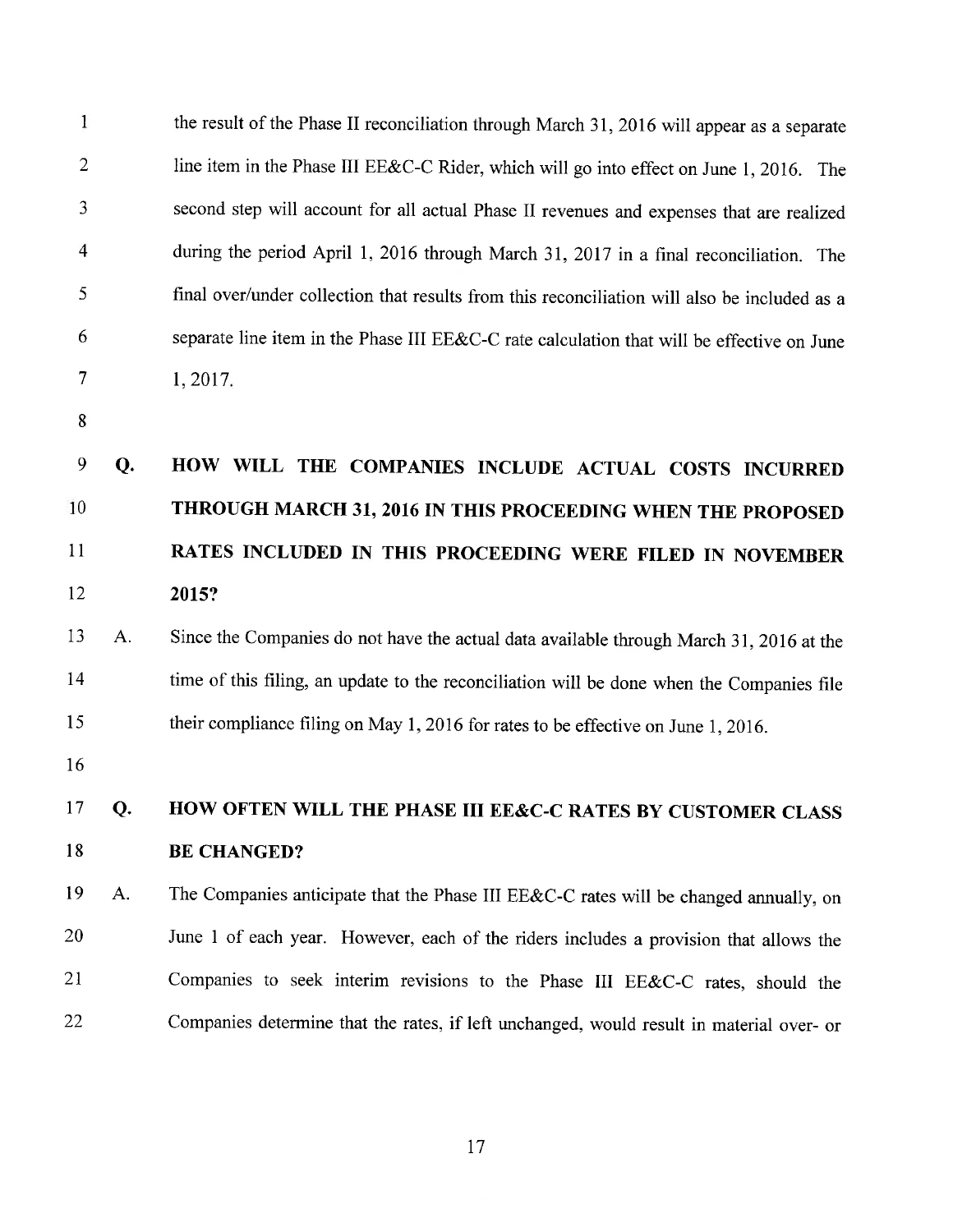the result of the Phase II reconciliation through March 31, 2016 will appear as a separate line item in the Phase III EE&C-C Rider, which will go into effect on June 1, 2016. The second step will account for all actual Phase II revenues and expenses that are realized during the period April 1, 2016 through March 31, 2017 in a final reconciliation. The final over/under collection that results from this reconciliation will also be included as a separate line item in the Phase III EE&C-C rate calculation that will be effective on June 1, 2017.

**Q. HOW WILL THE COMPANIES INCLUDE ACTUAL COSTS INCURRED THROUGH MARCH 31, 2016 IN THIS PROCEEDING WHEN THE PROPOSED RATES INCLUDED IN THIS PROCEEDING WERE FILED IN NOVEMBER 2015?**

A. Since the Companies do not have the actual data available through March 31, 2016 at the time of this filing, an update to the reconciliation will be done when the Companies file their compliance filing on May 1, 2016 for rates to be effective on June 1, 2016.

**Q. HOW OFTEN WILL THE PHASE III EE&C-C RATES BY CUSTOMER CLASS BE CHANGED?**

A. The Companies anticipate that the Phase III EE&C-C rates will be changed annually, on June 1 of each year. However, each of the riders includes a provision that allows the Companies to seek interim revisions to the Phase III EE&C-C rates, should the Companies determine that the rates, if left unchanged, would result in material over- or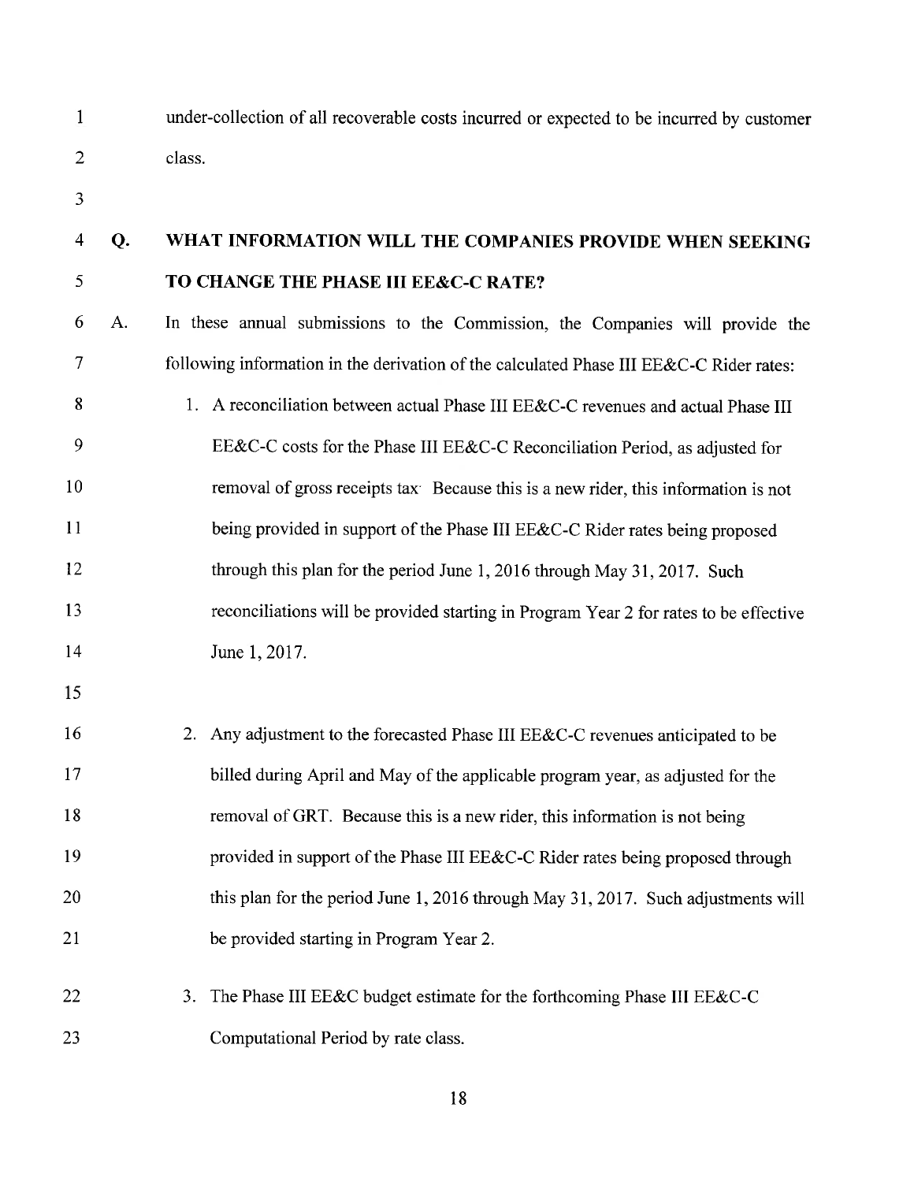under-collection of all recoverable costs incurred or expected to be incurred by customer class.

**Q. WHAT INFORMATION WILL THE COMPANIES PROVIDE WHEN SEEKING TO CHANGE THE PHASE III EE&C-C RATE?**

A. In these annual submissions to the Commission, the Companies will provide the following information in the derivation of the calculated Phase III EE&C-C Rider rates:

1. A reconciliation between actual Phase III EE&C-C revenues and actual Phase III EE&C-C costs for the Phase III EE&C-C Reconciliation Period, as adjusted for removal of gross receipts tax Because this is a new rider, this information is not being provided in support of the Phase III EE&C-C Rider rates being proposed through this plan for the period June 1, 2016 through May 31, 2017. Such reconciliations will be provided starting in Program Year 2 for rates to be effective June 1, 2017.

2. Any adjustment to the forecasted Phase III EE&C-C revenues anticipated to be billed during April and May of the applicable program year, as adjusted for the removal of GRT. Because this is a new rider, this information is not being provided in support of the Phase III EE&C-C Rider rates being proposed through this plan for the period June 1, 2016 through May 31, 2017. Such adjustments will be provided starting in Program Year 2.

3. The Phase III EE&C budget estimate for the forthcoming Phase III EE&C-C Computational Period by rate class.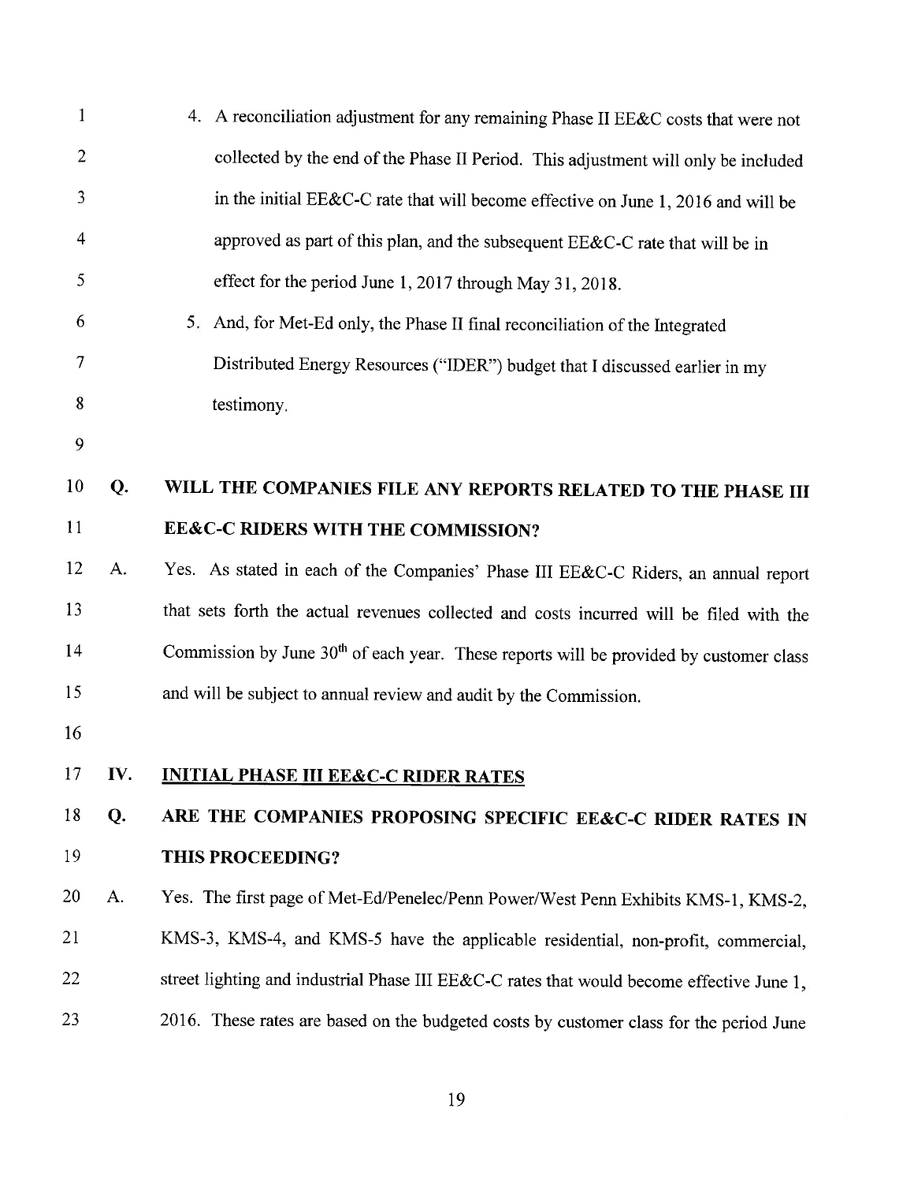4. A reconciliation adjustment for any remaining Phase II EE&C costs that were not collected by the end of the Phase II Period. This adjustment will only be included in the initial EE&C-C rate that will become effective on June 1, 2016 and will be approved as part of this plan, and the subsequent EE&C-C rate that will be in effect for the period June 1, 2017 through May 31, 2018.
5. And, for Met-Ed only, the Phase II final reconciliation of the Integrated Distributed Energy Resources ("IDER") budget that I discussed earlier in my testimony.

**Q. WILL THE COMPANIES FILE ANY REPORTS RELATED TO THE PHASE III EE&C-C RIDERS WITH THE COMMISSION?**

A. Yes. As stated in each of the Companies' Phase III EE&C-C Riders, an annual report that sets forth the actual revenues collected and costs incurred will be filed with the Commission by June 30th of each year. These reports will be provided by customer class and will be subject to annual review and audit by the Commission.

## IV. <u>INITIAL PHASE III EE&C-C RIDER RATES</u>

**Q. ARE THE COMPANIES PROPOSING SPECIFIC EE&C-C RIDER RATES IN THIS PROCEEDING?**

A. Yes. The first page of Met-Ed/Penelec/Penn Power/West Penn Exhibits KMS-1, KMS-2, KMS-3, KMS-4, and KMS-5 have the applicable residential, non-profit, commercial, street lighting and industrial Phase III EE&C-C rates that would become effective June 1, 2016. These rates are based on the budgeted costs by customer class for the period June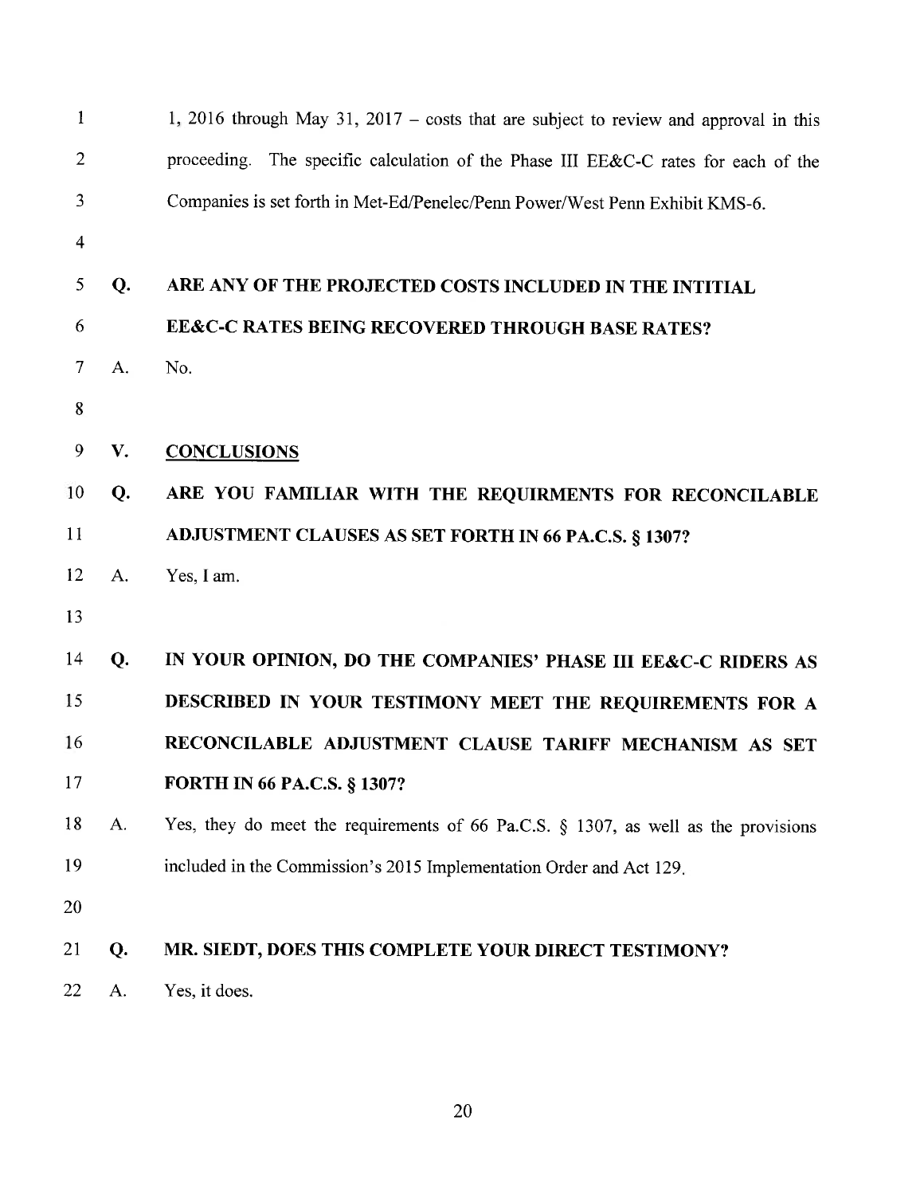1, 2016 through May 31, 2017 – costs that are subject to review and approval in this proceeding. The specific calculation of the Phase III EE&C-C rates for each of the Companies is set forth in Met-Ed/Penelec/Penn Power/West Penn Exhibit KMS-6.

**Q. ARE ANY OF THE PROJECTED COSTS INCLUDED IN THE INTITIAL EE&C-C RATES BEING RECOVERED THROUGH BASE RATES?**

A. No.

## V. CONCLUSIONS

**Q. ARE YOU FAMILIAR WITH THE REQUIRMENTS FOR RECONCILABLE ADJUSTMENT CLAUSES AS SET FORTH IN 66 PA.C.S. § 1307?**

A. Yes, I am.

**Q. IN YOUR OPINION, DO THE COMPANIES' PHASE III EE&C-C RIDERS AS DESCRIBED IN YOUR TESTIMONY MEET THE REQUIREMENTS FOR A RECONCILABLE ADJUSTMENT CLAUSE TARIFF MECHANISM AS SET FORTH IN 66 PA.C.S. § 1307?**

A. Yes, they do meet the requirements of 66 Pa.C.S. § 1307, as well as the provisions included in the Commission's 2015 Implementation Order and Act 129.

**Q. MR. SIEDT, DOES THIS COMPLETE YOUR DIRECT TESTIMONY?**

A. Yes, it does.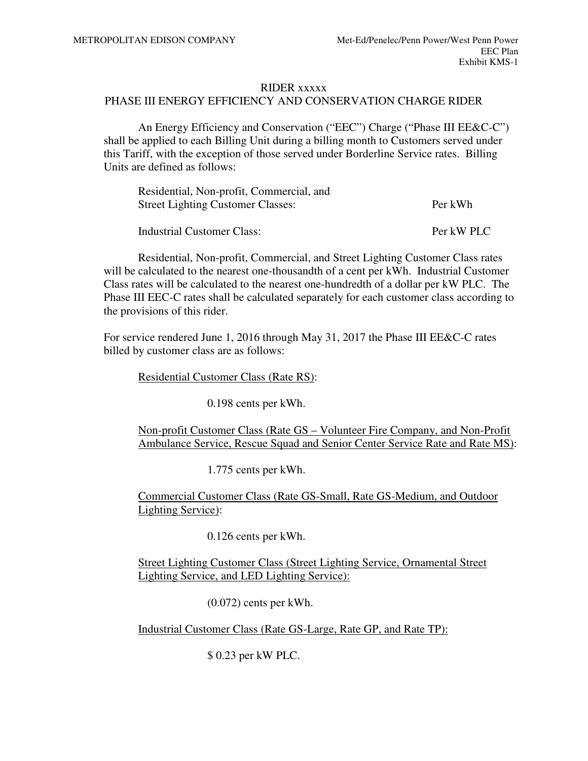## RIDER xxxxx
## PHASE III ENERGY EFFICIENCY AND CONSERVATION CHARGE RIDER

An Energy Efficiency and Conservation ("EEC") Charge ("Phase III EE&C-C") shall be applied to each Billing Unit during a billing month to Customers served under this Tariff, with the exception of those served under Borderline Service rates. Billing Units are defined as follows:

| | |
|---|---|
| Residential, Non-profit, Commercial, and Street Lighting Customer Classes: | Per kWh |
| Industrial Customer Class: | Per kW PLC |

Residential, Non-profit, Commercial, and Street Lighting Customer Class rates will be calculated to the nearest one-thousandth of a cent per kWh. Industrial Customer Class rates will be calculated to the nearest one-hundredth of a dollar per kW PLC. The Phase III EEC-C rates shall be calculated separately for each customer class according to the provisions of this rider.

For service rendered June 1, 2016 through May 31, 2017 the Phase III EE&C-C rates billed by customer class are as follows:

Residential Customer Class (Rate RS):

0.198 cents per kWh.

Non-profit Customer Class (Rate GS – Volunteer Fire Company, and Non-Profit Ambulance Service, Rescue Squad and Senior Center Service Rate and Rate MS):

1.775 cents per kWh.

Commercial Customer Class (Rate GS-Small, Rate GS-Medium, and Outdoor Lighting Service):

0.126 cents per kWh.

Street Lighting Customer Class (Street Lighting Service, Ornamental Street Lighting Service, and LED Lighting Service):

(0.072) cents per kWh.

Industrial Customer Class (Rate GS-Large, Rate GP, and Rate TP):

$ 0.23 per kW PLC.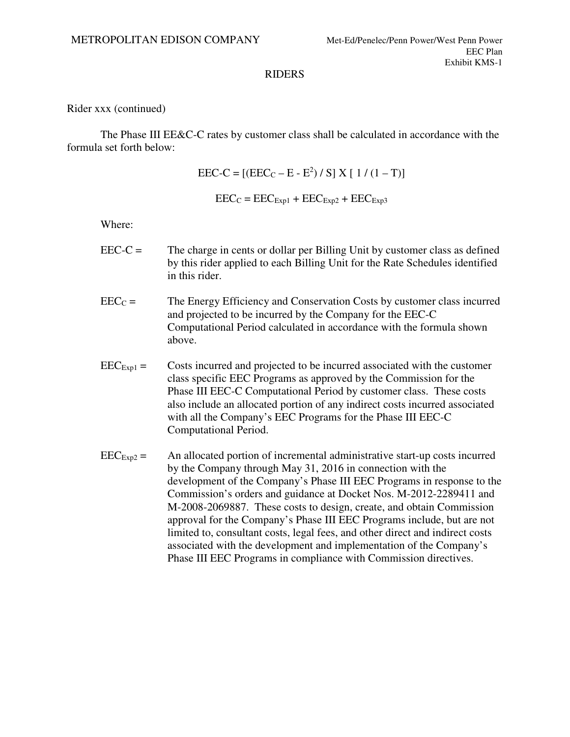RIDERS

Rider xxx (continued)

The Phase III EE&C-C rates by customer class shall be calculated in accordance with the formula set forth below:

$$EEC\text{-}C = [(EEC_C - E - E^2) / S] \times [ 1 / (1 - T)]$$

$$EEC_C = EEC_{Exp1} + EEC_{Exp2} + EEC_{Exp3}$$

Where:

EEC-C = The charge in cents or dollar per Billing Unit by customer class as defined by this rider applied to each Billing Unit for the Rate Schedules identified in this rider.

$EEC_C$ = The Energy Efficiency and Conservation Costs by customer class incurred and projected to be incurred by the Company for the EEC-C Computational Period calculated in accordance with the formula shown above.

$EEC_{Exp1}$ = Costs incurred and projected to be incurred associated with the customer class specific EEC Programs as approved by the Commission for the Phase III EEC-C Computational Period by customer class. These costs also include an allocated portion of any indirect costs incurred associated with all the Company's EEC Programs for the Phase III EEC-C Computational Period.

$EEC_{Exp2}$ = An allocated portion of incremental administrative start-up costs incurred by the Company through May 31, 2016 in connection with the development of the Company's Phase III EEC Programs in response to the Commission's orders and guidance at Docket Nos. M-2012-2289411 and M-2008-2069887. These costs to design, create, and obtain Commission approval for the Company's Phase III EEC Programs include, but are not limited to, consultant costs, legal fees, and other direct and indirect costs associated with the development and implementation of the Company's Phase III EEC Programs in compliance with Commission directives.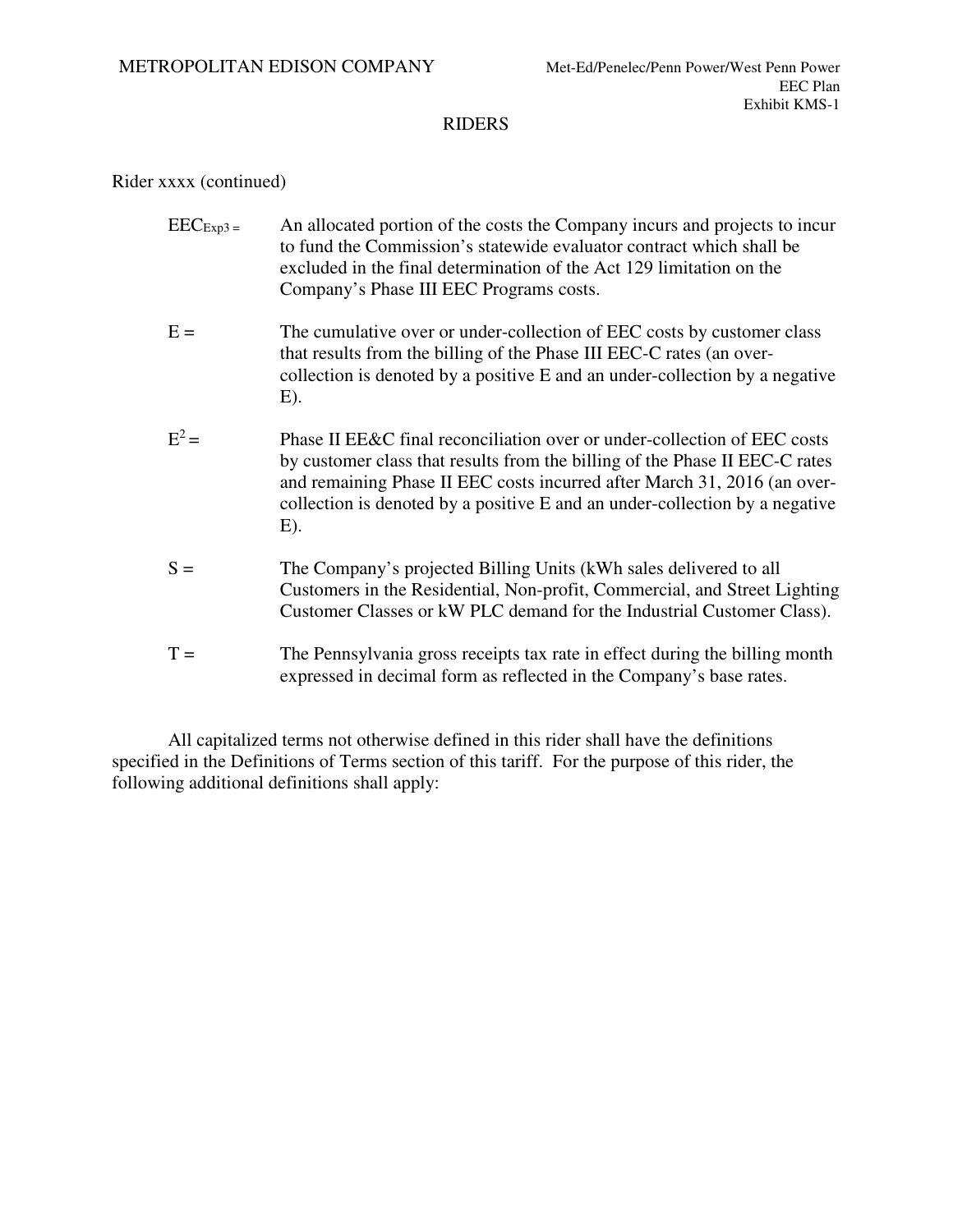# RIDERS

Rider xxxx (continued)

$EEC_{Exp3}$ = An allocated portion of the costs the Company incurs and projects to incur to fund the Commission's statewide evaluator contract which shall be excluded in the final determination of the Act 129 limitation on the Company's Phase III EEC Programs costs.

E = The cumulative over or under-collection of EEC costs by customer class that results from the billing of the Phase III EEC-C rates (an over-collection is denoted by a positive E and an under-collection by a negative E).

$E^2$ = Phase II EE&C final reconciliation over or under-collection of EEC costs by customer class that results from the billing of the Phase II EEC-C rates and remaining Phase II EEC costs incurred after March 31, 2016 (an over-collection is denoted by a positive E and an under-collection by a negative E).

S = The Company's projected Billing Units (kWh sales delivered to all Customers in the Residential, Non-profit, Commercial, and Street Lighting Customer Classes or kW PLC demand for the Industrial Customer Class).

T = The Pennsylvania gross receipts tax rate in effect during the billing month expressed in decimal form as reflected in the Company's base rates.

All capitalized terms not otherwise defined in this rider shall have the definitions specified in the Definitions of Terms section of this tariff. For the purpose of this rider, the following additional definitions shall apply: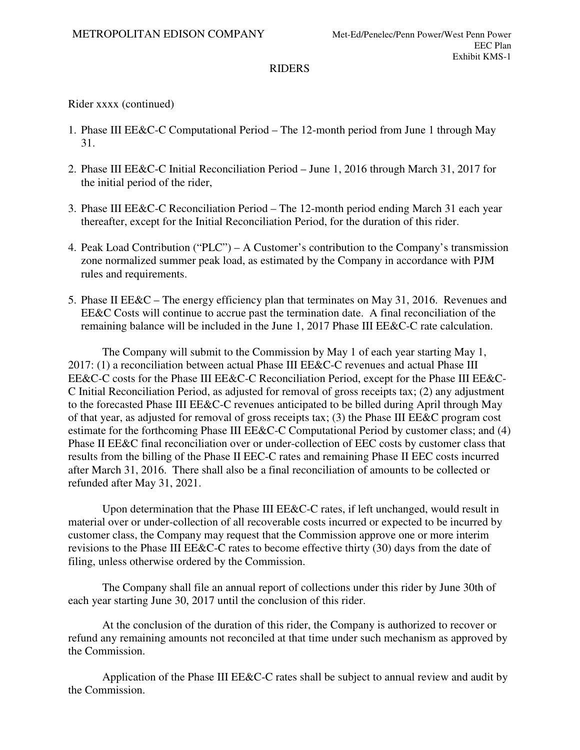# RIDERS

Rider xxxx (continued)

1. Phase III EE&C-C Computational Period – The 12-month period from June 1 through May 31.

2. Phase III EE&C-C Initial Reconciliation Period – June 1, 2016 through March 31, 2017 for the initial period of the rider,

3. Phase III EE&C-C Reconciliation Period – The 12-month period ending March 31 each year thereafter, except for the Initial Reconciliation Period, for the duration of this rider.

4. Peak Load Contribution ("PLC") – A Customer's contribution to the Company's transmission zone normalized summer peak load, as estimated by the Company in accordance with PJM rules and requirements.

5. Phase II EE&C – The energy efficiency plan that terminates on May 31, 2016. Revenues and EE&C Costs will continue to accrue past the termination date. A final reconciliation of the remaining balance will be included in the June 1, 2017 Phase III EE&C-C rate calculation.

The Company will submit to the Commission by May 1 of each year starting May 1, 2017: (1) a reconciliation between actual Phase III EE&C-C revenues and actual Phase III EE&C-C costs for the Phase III EE&C-C Reconciliation Period, except for the Phase III EE&C-C Initial Reconciliation Period, as adjusted for removal of gross receipts tax; (2) any adjustment to the forecasted Phase III EE&C-C revenues anticipated to be billed during April through May of that year, as adjusted for removal of gross receipts tax; (3) the Phase III EE&C program cost estimate for the forthcoming Phase III EE&C-C Computational Period by customer class; and (4) Phase II EE&C final reconciliation over or under-collection of EEC costs by customer class that results from the billing of the Phase II EEC-C rates and remaining Phase II EEC costs incurred after March 31, 2016. There shall also be a final reconciliation of amounts to be collected or refunded after May 31, 2021.

Upon determination that the Phase III EE&C-C rates, if left unchanged, would result in material over or under-collection of all recoverable costs incurred or expected to be incurred by customer class, the Company may request that the Commission approve one or more interim revisions to the Phase III EE&C-C rates to become effective thirty (30) days from the date of filing, unless otherwise ordered by the Commission.

The Company shall file an annual report of collections under this rider by June 30th of each year starting June 30, 2017 until the conclusion of this rider.

At the conclusion of the duration of this rider, the Company is authorized to recover or refund any remaining amounts not reconciled at that time under such mechanism as approved by the Commission.

Application of the Phase III EE&C-C rates shall be subject to annual review and audit by the Commission.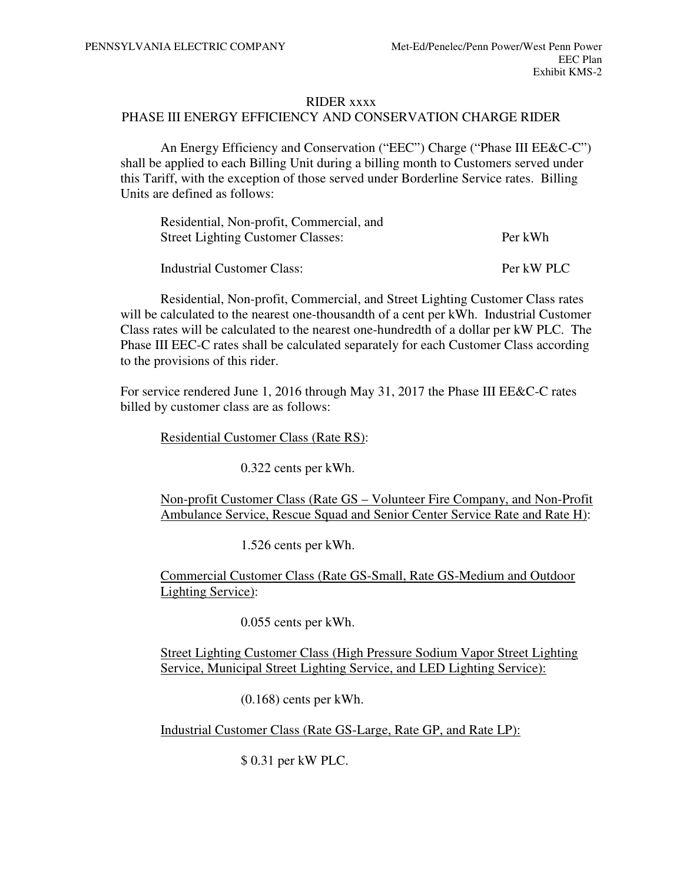RIDER xxxx

PHASE III ENERGY EFFICIENCY AND CONSERVATION CHARGE RIDER

An Energy Efficiency and Conservation ("EEC") Charge ("Phase III EE&C-C") shall be applied to each Billing Unit during a billing month to Customers served under this Tariff, with the exception of those served under Borderline Service rates. Billing Units are defined as follows:

| | |
|---|---|
| Residential, Non-profit, Commercial, and Street Lighting Customer Classes: | Per kWh |
| Industrial Customer Class: | Per kW PLC |

Residential, Non-profit, Commercial, and Street Lighting Customer Class rates will be calculated to the nearest one-thousandth of a cent per kWh. Industrial Customer Class rates will be calculated to the nearest one-hundredth of a dollar per kW PLC. The Phase III EEC-C rates shall be calculated separately for each Customer Class according to the provisions of this rider.

For service rendered June 1, 2016 through May 31, 2017 the Phase III EE&C-C rates billed by customer class are as follows:

Residential Customer Class (Rate RS):

0.322 cents per kWh.

Non-profit Customer Class (Rate GS – Volunteer Fire Company, and Non-Profit Ambulance Service, Rescue Squad and Senior Center Service Rate and Rate H):

1.526 cents per kWh.

Commercial Customer Class (Rate GS-Small, Rate GS-Medium and Outdoor Lighting Service):

0.055 cents per kWh.

Street Lighting Customer Class (High Pressure Sodium Vapor Street Lighting Service, Municipal Street Lighting Service, and LED Lighting Service):

(0.168) cents per kWh.

Industrial Customer Class (Rate GS-Large, Rate GP, and Rate LP):

$ 0.31 per kW PLC.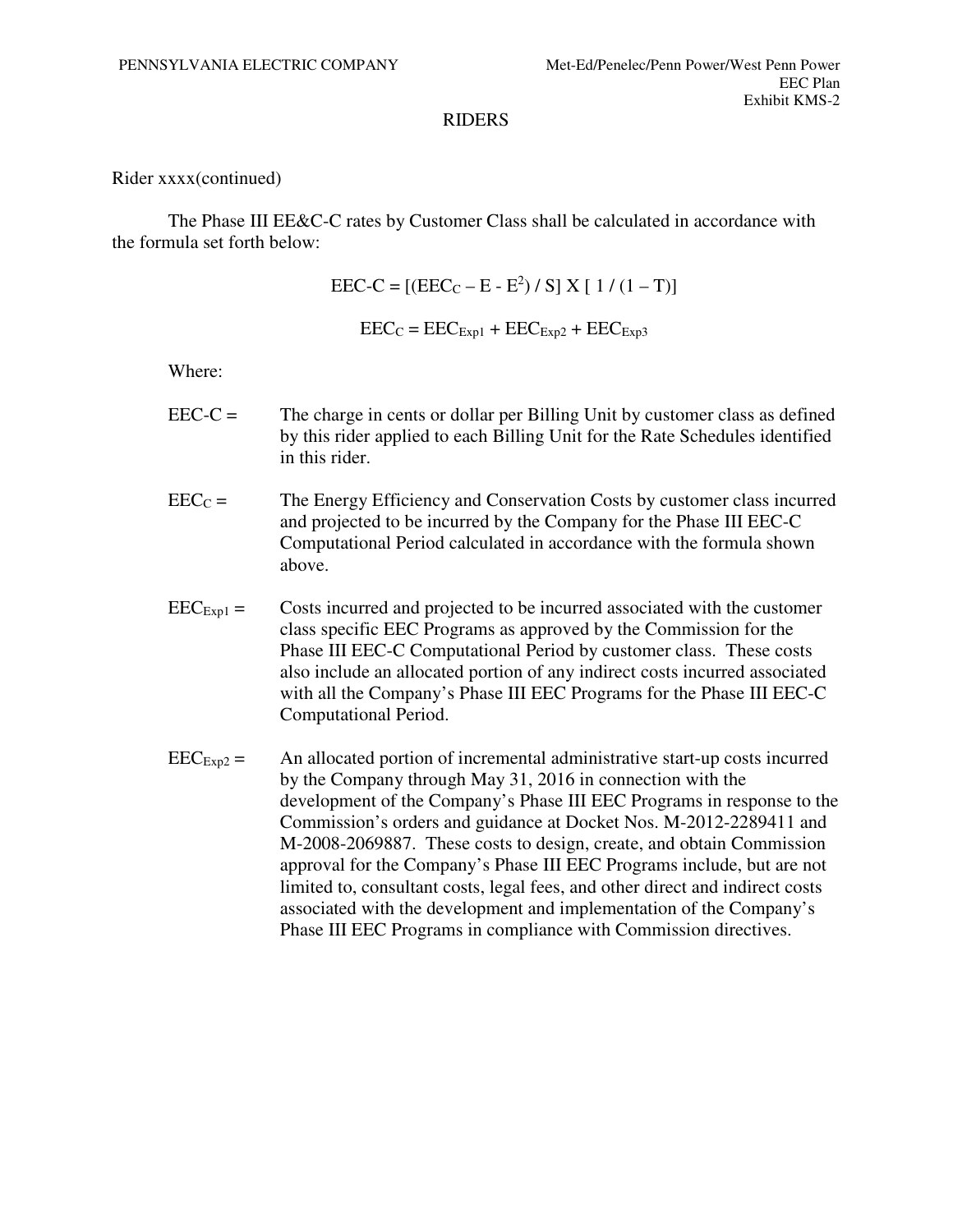## RIDERS

Rider xxxx(continued)

The Phase III EE&C-C rates by Customer Class shall be calculated in accordance with the formula set forth below:

$$EEC\text{-}C = [(EEC_C - E - E^2) / S] \times [\ 1 / (1 - T)]$$

$$EEC_C = EEC_{Exp1} + EEC_{Exp2} + EEC_{Exp3}$$

Where:

$EEC\text{-}C$ = The charge in cents or dollar per Billing Unit by customer class as defined by this rider applied to each Billing Unit for the Rate Schedules identified in this rider.

$EEC_C$ = The Energy Efficiency and Conservation Costs by customer class incurred and projected to be incurred by the Company for the Phase III EEC-C Computational Period calculated in accordance with the formula shown above.

$EEC_{Exp1}$ = Costs incurred and projected to be incurred associated with the customer class specific EEC Programs as approved by the Commission for the Phase III EEC-C Computational Period by customer class. These costs also include an allocated portion of any indirect costs incurred associated with all the Company's Phase III EEC Programs for the Phase III EEC-C Computational Period.

$EEC_{Exp2}$ = An allocated portion of incremental administrative start-up costs incurred by the Company through May 31, 2016 in connection with the development of the Company's Phase III EEC Programs in response to the Commission's orders and guidance at Docket Nos. M-2012-2289411 and M-2008-2069887. These costs to design, create, and obtain Commission approval for the Company's Phase III EEC Programs include, but are not limited to, consultant costs, legal fees, and other direct and indirect costs associated with the development and implementation of the Company's Phase III EEC Programs in compliance with Commission directives.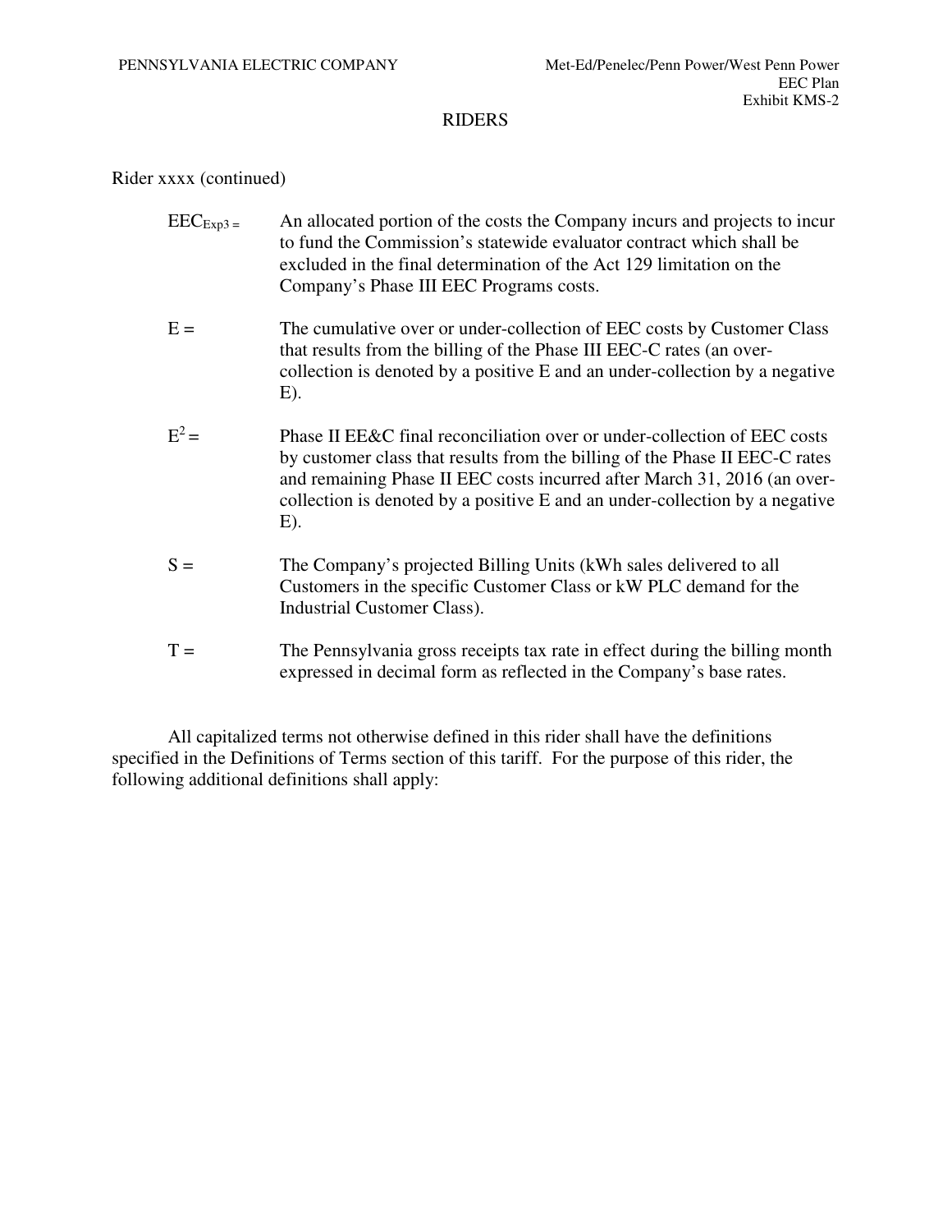## RIDERS

Rider xxxx (continued)

$EEC_{Exp3}$ = An allocated portion of the costs the Company incurs and projects to incur to fund the Commission's statewide evaluator contract which shall be excluded in the final determination of the Act 129 limitation on the Company's Phase III EEC Programs costs.

E = The cumulative over or under-collection of EEC costs by Customer Class that results from the billing of the Phase III EEC-C rates (an over-collection is denoted by a positive E and an under-collection by a negative E).

$E^2$ = Phase II EE&C final reconciliation over or under-collection of EEC costs by customer class that results from the billing of the Phase II EEC-C rates and remaining Phase II EEC costs incurred after March 31, 2016 (an over-collection is denoted by a positive E and an under-collection by a negative E).

S = The Company's projected Billing Units (kWh sales delivered to all Customers in the specific Customer Class or kW PLC demand for the Industrial Customer Class).

T = The Pennsylvania gross receipts tax rate in effect during the billing month expressed in decimal form as reflected in the Company's base rates.

All capitalized terms not otherwise defined in this rider shall have the definitions specified in the Definitions of Terms section of this tariff. For the purpose of this rider, the following additional definitions shall apply: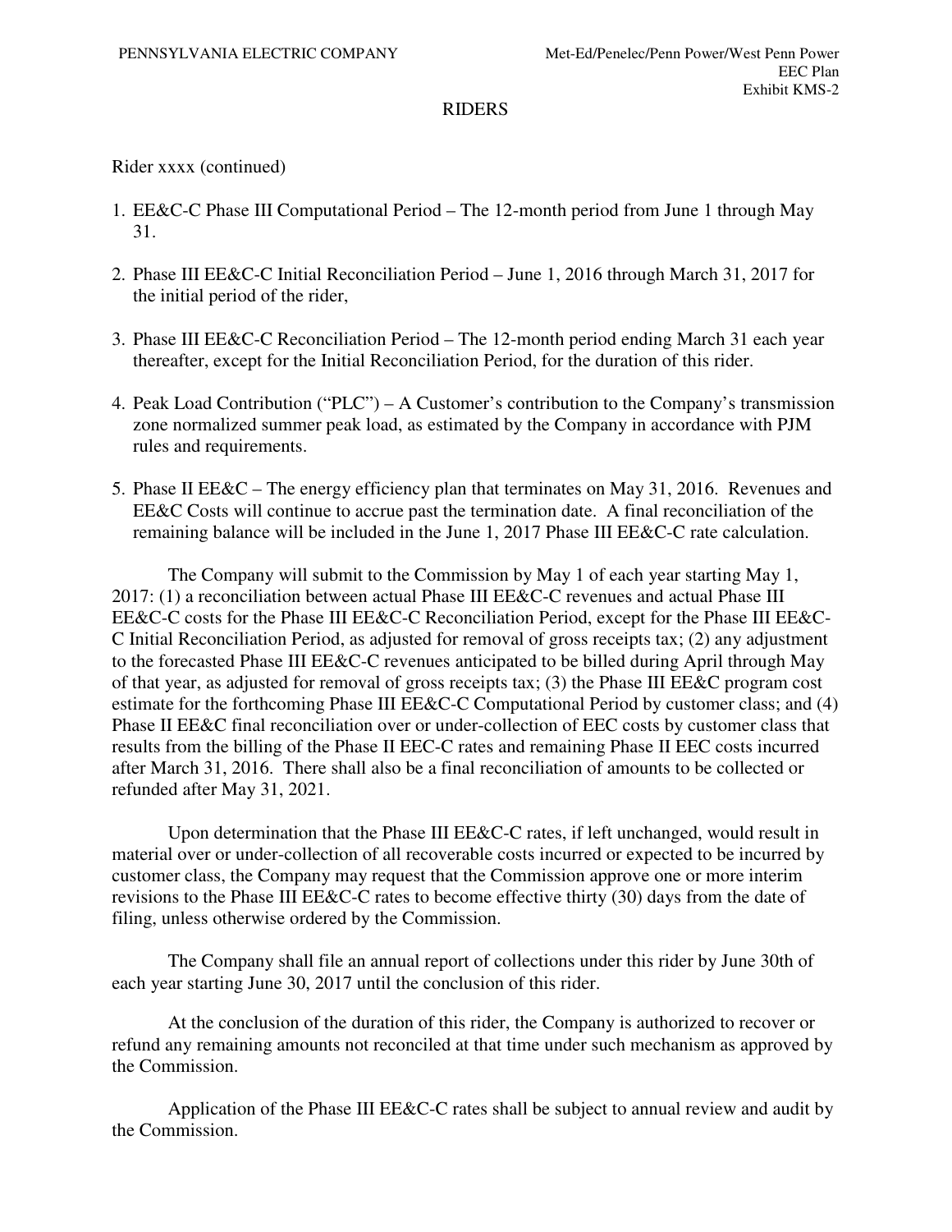## RIDERS

Rider xxxx (continued)

1. EE&C-C Phase III Computational Period – The 12-month period from June 1 through May 31.

2. Phase III EE&C-C Initial Reconciliation Period – June 1, 2016 through March 31, 2017 for the initial period of the rider,

3. Phase III EE&C-C Reconciliation Period – The 12-month period ending March 31 each year thereafter, except for the Initial Reconciliation Period, for the duration of this rider.

4. Peak Load Contribution ("PLC") – A Customer's contribution to the Company's transmission zone normalized summer peak load, as estimated by the Company in accordance with PJM rules and requirements.

5. Phase II EE&C – The energy efficiency plan that terminates on May 31, 2016. Revenues and EE&C Costs will continue to accrue past the termination date. A final reconciliation of the remaining balance will be included in the June 1, 2017 Phase III EE&C-C rate calculation.

The Company will submit to the Commission by May 1 of each year starting May 1, 2017: (1) a reconciliation between actual Phase III EE&C-C revenues and actual Phase III EE&C-C costs for the Phase III EE&C-C Reconciliation Period, except for the Phase III EE&C-C Initial Reconciliation Period, as adjusted for removal of gross receipts tax; (2) any adjustment to the forecasted Phase III EE&C-C revenues anticipated to be billed during April through May of that year, as adjusted for removal of gross receipts tax; (3) the Phase III EE&C program cost estimate for the forthcoming Phase III EE&C-C Computational Period by customer class; and (4) Phase II EE&C final reconciliation over or under-collection of EEC costs by customer class that results from the billing of the Phase II EEC-C rates and remaining Phase II EEC costs incurred after March 31, 2016. There shall also be a final reconciliation of amounts to be collected or refunded after May 31, 2021.

Upon determination that the Phase III EE&C-C rates, if left unchanged, would result in material over or under-collection of all recoverable costs incurred or expected to be incurred by customer class, the Company may request that the Commission approve one or more interim revisions to the Phase III EE&C-C rates to become effective thirty (30) days from the date of filing, unless otherwise ordered by the Commission.

The Company shall file an annual report of collections under this rider by June 30th of each year starting June 30, 2017 until the conclusion of this rider.

At the conclusion of the duration of this rider, the Company is authorized to recover or refund any remaining amounts not reconciled at that time under such mechanism as approved by the Commission.

Application of the Phase III EE&C-C rates shall be subject to annual review and audit by the Commission.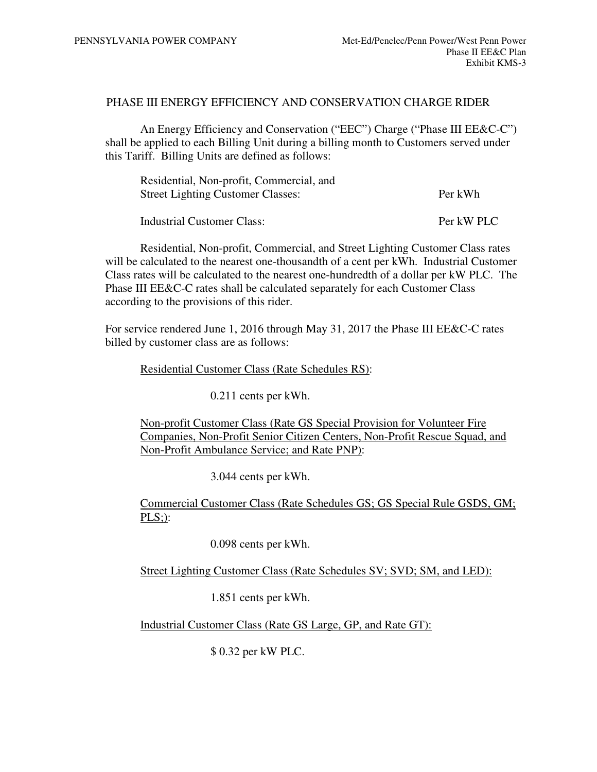## PHASE III ENERGY EFFICIENCY AND CONSERVATION CHARGE RIDER

An Energy Efficiency and Conservation ("EEC") Charge ("Phase III EE&C-C") shall be applied to each Billing Unit during a billing month to Customers served under this Tariff. Billing Units are defined as follows:

| | |
|---|---|
| Residential, Non-profit, Commercial, and Street Lighting Customer Classes: | Per kWh |
| Industrial Customer Class: | Per kW PLC |

Residential, Non-profit, Commercial, and Street Lighting Customer Class rates will be calculated to the nearest one-thousandth of a cent per kWh. Industrial Customer Class rates will be calculated to the nearest one-hundredth of a dollar per kW PLC. The Phase III EE&C-C rates shall be calculated separately for each Customer Class according to the provisions of this rider.

For service rendered June 1, 2016 through May 31, 2017 the Phase III EE&C-C rates billed by customer class are as follows:

<u>Residential Customer Class (Rate Schedules RS)</u>:

0.211 cents per kWh.

<u>Non-profit Customer Class (Rate GS Special Provision for Volunteer Fire Companies, Non-Profit Senior Citizen Centers, Non-Profit Rescue Squad, and Non-Profit Ambulance Service; and Rate PNP)</u>:

3.044 cents per kWh.

<u>Commercial Customer Class (Rate Schedules GS; GS Special Rule GSDS, GM; PLS;)</u>:

0.098 cents per kWh.

<u>Street Lighting Customer Class (Rate Schedules SV; SVD; SM, and LED)</u>:

1.851 cents per kWh.

<u>Industrial Customer Class (Rate GS Large, GP, and Rate GT)</u>:

$ 0.32 per kW PLC.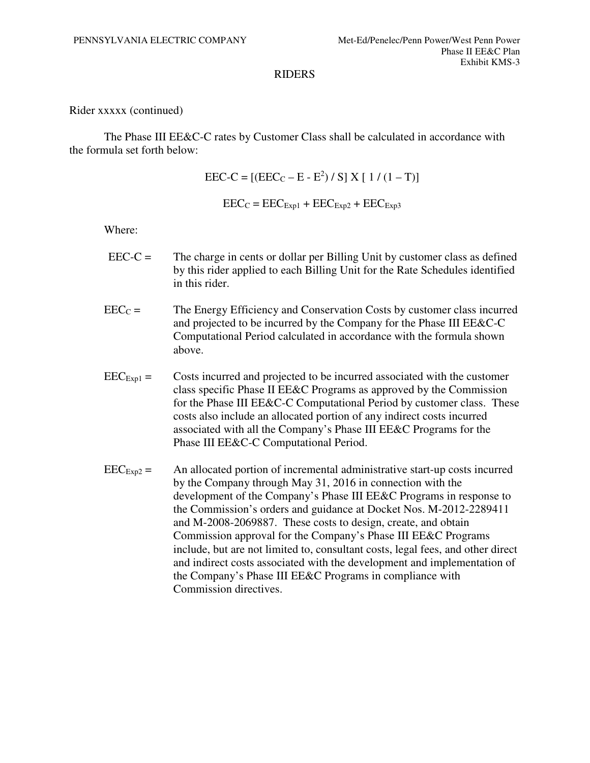RIDERS

Rider xxxxx (continued)

The Phase III EE&C-C rates by Customer Class shall be calculated in accordance with the formula set forth below:

$$EEC\text{-}C = [(EEC_C - E - E^2) / S] \text{ X } [1 / (1 - T)]$$

$$EEC_C = EEC_{Exp1} + EEC_{Exp2} + EEC_{Exp3}$$

Where:

EEC-C = The charge in cents or dollar per Billing Unit by customer class as defined by this rider applied to each Billing Unit for the Rate Schedules identified in this rider.

$EEC_C$ = The Energy Efficiency and Conservation Costs by customer class incurred and projected to be incurred by the Company for the Phase III EE&C-C Computational Period calculated in accordance with the formula shown above.

$EEC_{Exp1}$ = Costs incurred and projected to be incurred associated with the customer class specific Phase II EE&C Programs as approved by the Commission for the Phase III EE&C-C Computational Period by customer class. These costs also include an allocated portion of any indirect costs incurred associated with all the Company's Phase III EE&C Programs for the Phase III EE&C-C Computational Period.

$EEC_{Exp2}$ = An allocated portion of incremental administrative start-up costs incurred by the Company through May 31, 2016 in connection with the development of the Company's Phase III EE&C Programs in response to the Commission's orders and guidance at Docket Nos. M-2012-2289411 and M-2008-2069887. These costs to design, create, and obtain Commission approval for the Company's Phase III EE&C Programs include, but are not limited to, consultant costs, legal fees, and other direct and indirect costs associated with the development and implementation of the Company's Phase III EE&C Programs in compliance with Commission directives.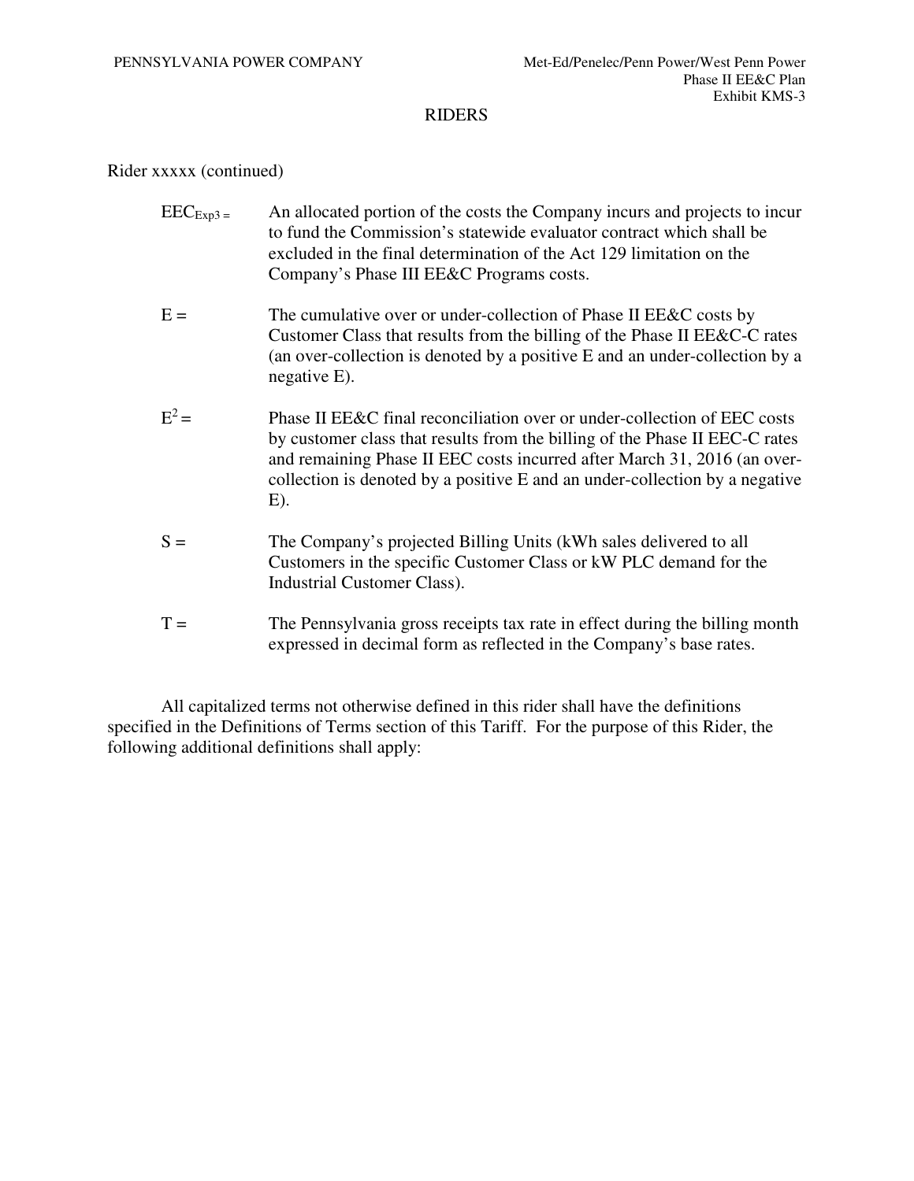## RIDERS

Rider xxxxx (continued)

$EEC_{Exp3}$ = An allocated portion of the costs the Company incurs and projects to incur to fund the Commission's statewide evaluator contract which shall be excluded in the final determination of the Act 129 limitation on the Company's Phase III EE&C Programs costs.

E = The cumulative over or under-collection of Phase II EE&C costs by Customer Class that results from the billing of the Phase II EE&C-C rates (an over-collection is denoted by a positive E and an under-collection by a negative E).

$E^2$ = Phase II EE&C final reconciliation over or under-collection of EEC costs by customer class that results from the billing of the Phase II EEC-C rates and remaining Phase II EEC costs incurred after March 31, 2016 (an over-collection is denoted by a positive E and an under-collection by a negative E).

S = The Company's projected Billing Units (kWh sales delivered to all Customers in the specific Customer Class or kW PLC demand for the Industrial Customer Class).

T = The Pennsylvania gross receipts tax rate in effect during the billing month expressed in decimal form as reflected in the Company's base rates.

All capitalized terms not otherwise defined in this rider shall have the definitions specified in the Definitions of Terms section of this Tariff. For the purpose of this Rider, the following additional definitions shall apply: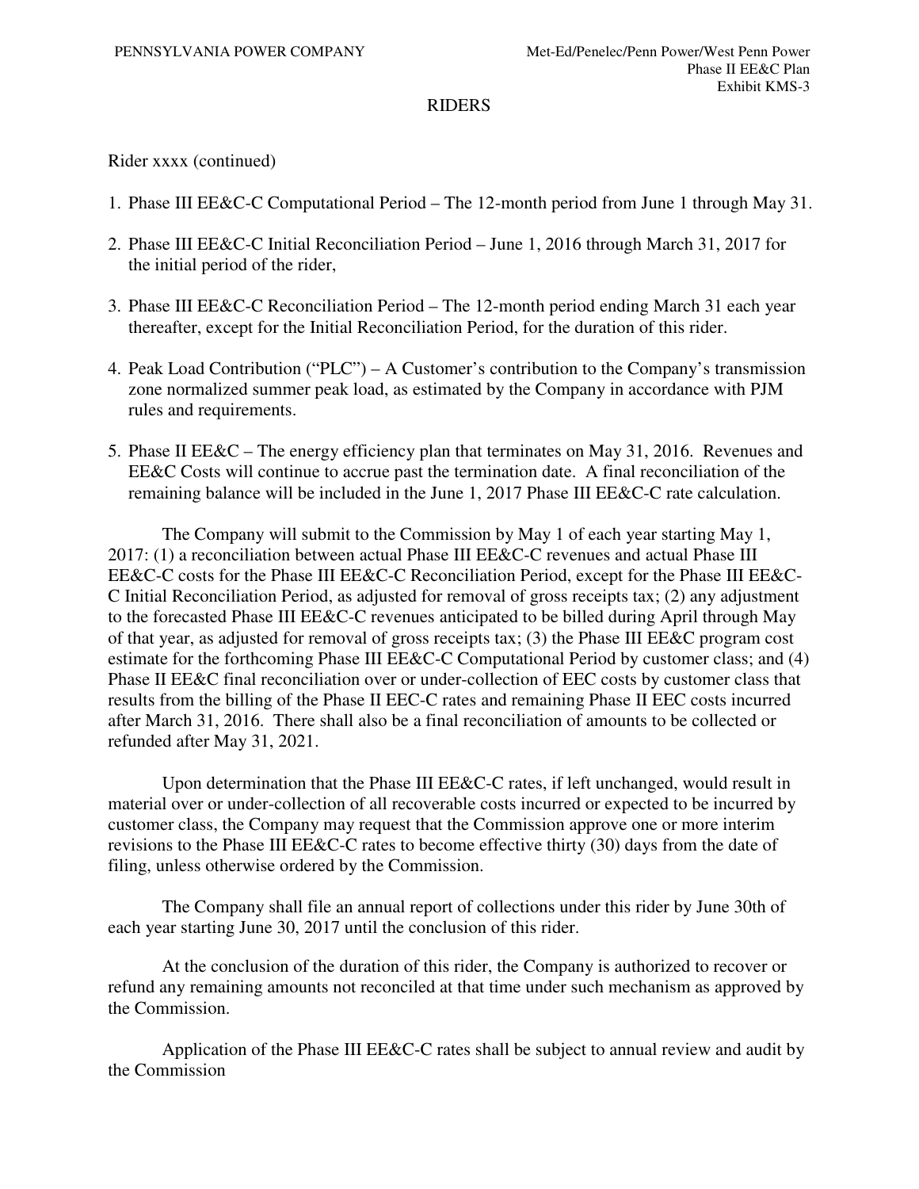RIDERS

Rider xxxx (continued)

1. Phase III EE&C-C Computational Period – The 12-month period from June 1 through May 31.

2. Phase III EE&C-C Initial Reconciliation Period – June 1, 2016 through March 31, 2017 for the initial period of the rider,

3. Phase III EE&C-C Reconciliation Period – The 12-month period ending March 31 each year thereafter, except for the Initial Reconciliation Period, for the duration of this rider.

4. Peak Load Contribution ("PLC") – A Customer's contribution to the Company's transmission zone normalized summer peak load, as estimated by the Company in accordance with PJM rules and requirements.

5. Phase II EE&C – The energy efficiency plan that terminates on May 31, 2016. Revenues and EE&C Costs will continue to accrue past the termination date. A final reconciliation of the remaining balance will be included in the June 1, 2017 Phase III EE&C-C rate calculation.

The Company will submit to the Commission by May 1 of each year starting May 1, 2017: (1) a reconciliation between actual Phase III EE&C-C revenues and actual Phase III EE&C-C costs for the Phase III EE&C-C Reconciliation Period, except for the Phase III EE&C-C Initial Reconciliation Period, as adjusted for removal of gross receipts tax; (2) any adjustment to the forecasted Phase III EE&C-C revenues anticipated to be billed during April through May of that year, as adjusted for removal of gross receipts tax; (3) the Phase III EE&C program cost estimate for the forthcoming Phase III EE&C-C Computational Period by customer class; and (4) Phase II EE&C final reconciliation over or under-collection of EEC costs by customer class that results from the billing of the Phase II EEC-C rates and remaining Phase II EEC costs incurred after March 31, 2016. There shall also be a final reconciliation of amounts to be collected or refunded after May 31, 2021.

Upon determination that the Phase III EE&C-C rates, if left unchanged, would result in material over or under-collection of all recoverable costs incurred or expected to be incurred by customer class, the Company may request that the Commission approve one or more interim revisions to the Phase III EE&C-C rates to become effective thirty (30) days from the date of filing, unless otherwise ordered by the Commission.

The Company shall file an annual report of collections under this rider by June 30th of each year starting June 30, 2017 until the conclusion of this rider.

At the conclusion of the duration of this rider, the Company is authorized to recover or refund any remaining amounts not reconciled at that time under such mechanism as approved by the Commission.

Application of the Phase III EE&C-C rates shall be subject to annual review and audit by the Commission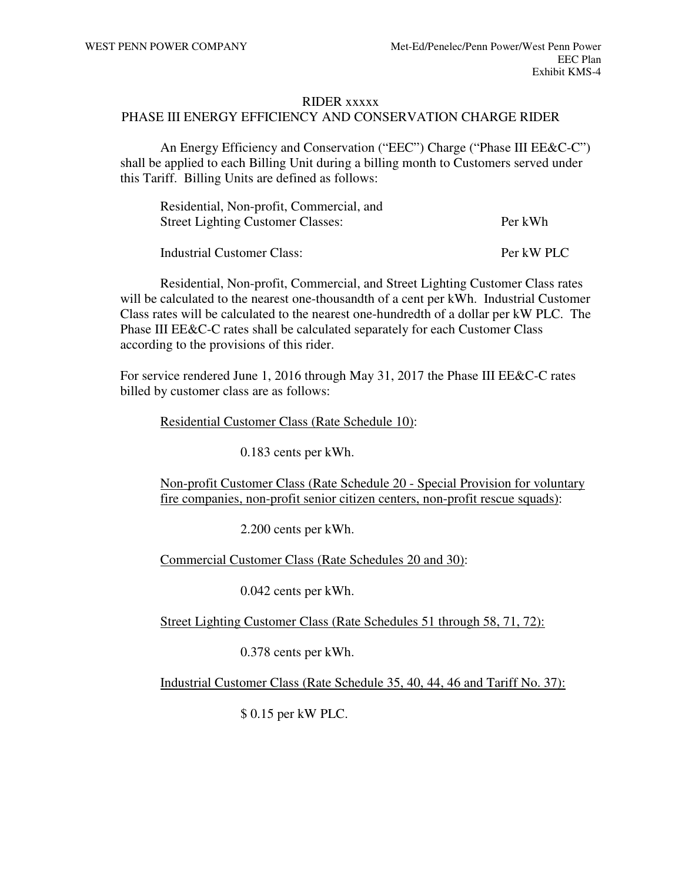RIDER xxxxx

PHASE III ENERGY EFFICIENCY AND CONSERVATION CHARGE RIDER

An Energy Efficiency and Conservation ("EEC") Charge ("Phase III EE&C-C") shall be applied to each Billing Unit during a billing month to Customers served under this Tariff. Billing Units are defined as follows:

| | |
|---|---|
| Residential, Non-profit, Commercial, and Street Lighting Customer Classes: | Per kWh |
| Industrial Customer Class: | Per kW PLC |

Residential, Non-profit, Commercial, and Street Lighting Customer Class rates will be calculated to the nearest one-thousandth of a cent per kWh. Industrial Customer Class rates will be calculated to the nearest one-hundredth of a dollar per kW PLC. The Phase III EE&C-C rates shall be calculated separately for each Customer Class according to the provisions of this rider.

For service rendered June 1, 2016 through May 31, 2017 the Phase III EE&C-C rates billed by customer class are as follows:

<u>Residential Customer Class (Rate Schedule 10)</u>:

0.183 cents per kWh.

<u>Non-profit Customer Class (Rate Schedule 20 - Special Provision for voluntary fire companies, non-profit senior citizen centers, non-profit rescue squads)</u>:

2.200 cents per kWh.

<u>Commercial Customer Class (Rate Schedules 20 and 30)</u>:

0.042 cents per kWh.

<u>Street Lighting Customer Class (Rate Schedules 51 through 58, 71, 72):</u>

0.378 cents per kWh.

<u>Industrial Customer Class (Rate Schedule 35, 40, 44, 46 and Tariff No. 37):</u>

$ 0.15 per kW PLC.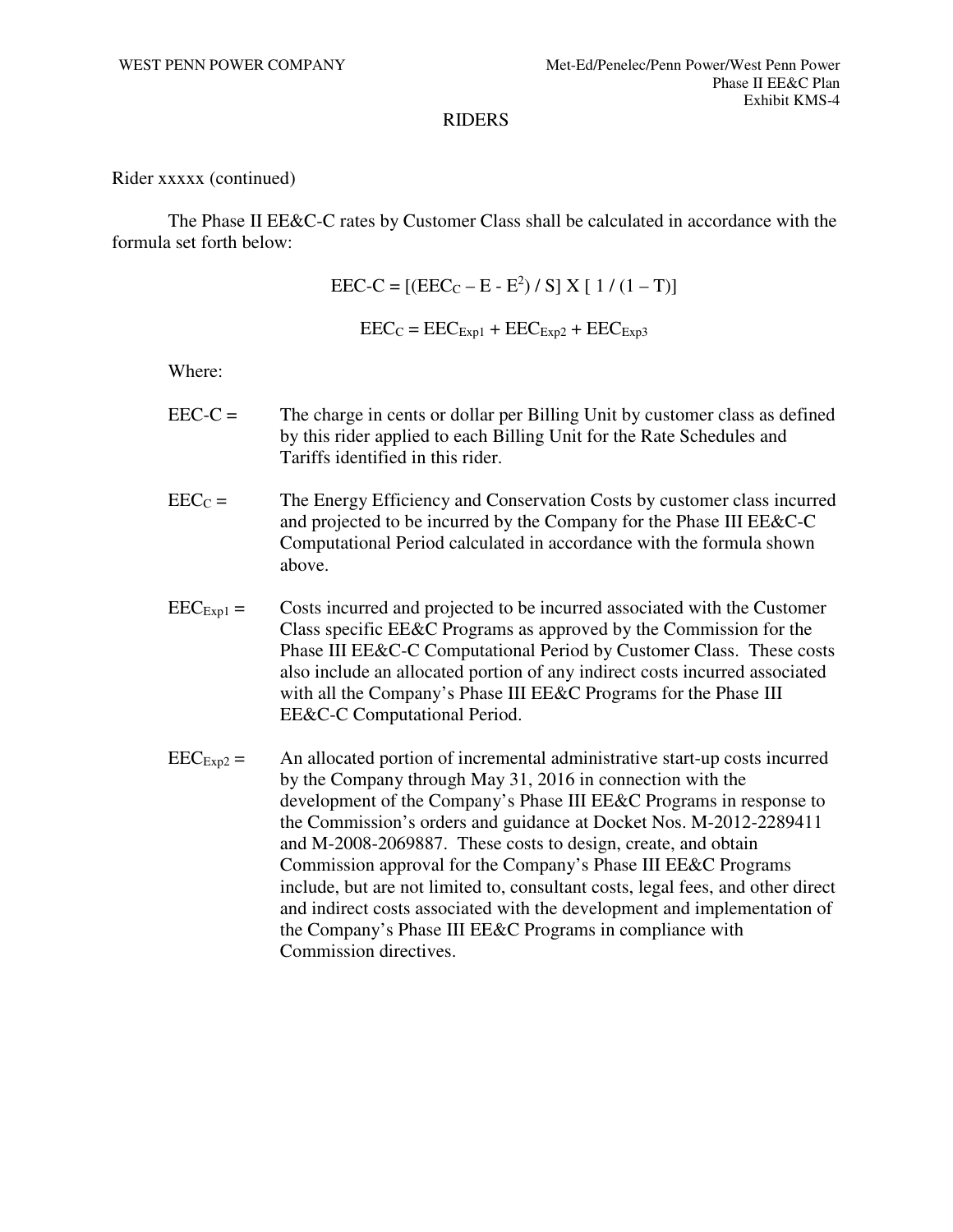RIDERS

Rider xxxxx (continued)

The Phase II EE&C-C rates by Customer Class shall be calculated in accordance with the formula set forth below:

$$EEC\text{-}C = [(EEC_C - E - E^2) / S] \times [\, 1 / (1 - T)]$$

$$EEC_C = EEC_{Exp1} + EEC_{Exp2} + EEC_{Exp3}$$

Where:

EEC-C = The charge in cents or dollar per Billing Unit by customer class as defined by this rider applied to each Billing Unit for the Rate Schedules and Tariffs identified in this rider.

$EEC_C$ = The Energy Efficiency and Conservation Costs by customer class incurred and projected to be incurred by the Company for the Phase III EE&C-C Computational Period calculated in accordance with the formula shown above.

$EEC_{Exp1}$ = Costs incurred and projected to be incurred associated with the Customer Class specific EE&C Programs as approved by the Commission for the Phase III EE&C-C Computational Period by Customer Class. These costs also include an allocated portion of any indirect costs incurred associated with all the Company's Phase III EE&C Programs for the Phase III EE&C-C Computational Period.

$EEC_{Exp2}$ = An allocated portion of incremental administrative start-up costs incurred by the Company through May 31, 2016 in connection with the development of the Company's Phase III EE&C Programs in response to the Commission's orders and guidance at Docket Nos. M-2012-2289411 and M-2008-2069887. These costs to design, create, and obtain Commission approval for the Company's Phase III EE&C Programs include, but are not limited to, consultant costs, legal fees, and other direct and indirect costs associated with the development and implementation of the Company's Phase III EE&C Programs in compliance with Commission directives.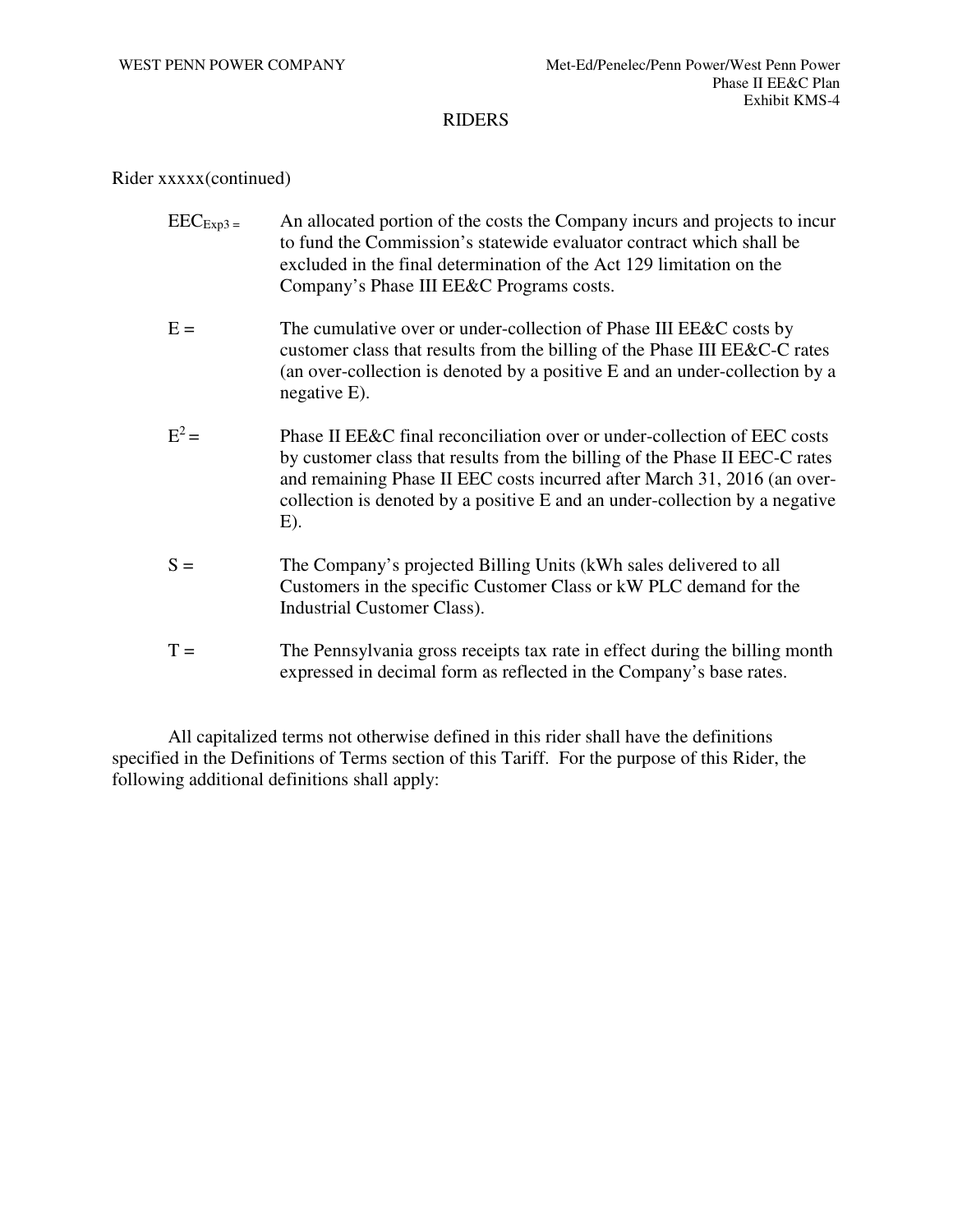## RIDERS

Rider xxxxx(continued)

$EEC_{Exp3}$ = An allocated portion of the costs the Company incurs and projects to incur to fund the Commission's statewide evaluator contract which shall be excluded in the final determination of the Act 129 limitation on the Company's Phase III EE&C Programs costs.

E = The cumulative over or under-collection of Phase III EE&C costs by customer class that results from the billing of the Phase III EE&C-C rates (an over-collection is denoted by a positive E and an under-collection by a negative E).

$E^2$ = Phase II EE&C final reconciliation over or under-collection of EEC costs by customer class that results from the billing of the Phase II EEC-C rates and remaining Phase II EEC costs incurred after March 31, 2016 (an over-collection is denoted by a positive E and an under-collection by a negative E).

S = The Company's projected Billing Units (kWh sales delivered to all Customers in the specific Customer Class or kW PLC demand for the Industrial Customer Class).

T = The Pennsylvania gross receipts tax rate in effect during the billing month expressed in decimal form as reflected in the Company's base rates.

All capitalized terms not otherwise defined in this rider shall have the definitions specified in the Definitions of Terms section of this Tariff. For the purpose of this Rider, the following additional definitions shall apply: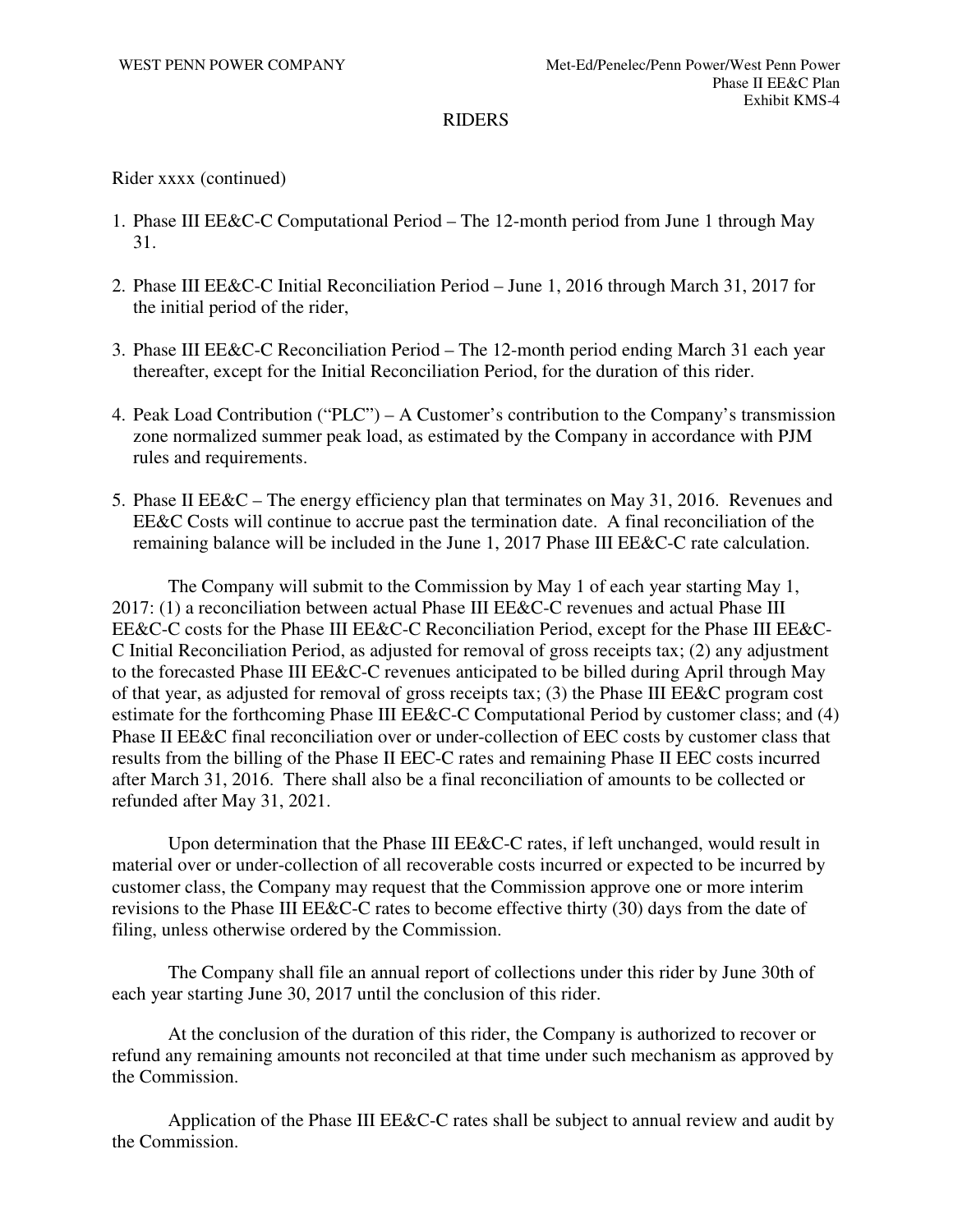RIDERS

Rider xxxx (continued)

1. Phase III EE&C-C Computational Period – The 12-month period from June 1 through May 31.

2. Phase III EE&C-C Initial Reconciliation Period – June 1, 2016 through March 31, 2017 for the initial period of the rider,

3. Phase III EE&C-C Reconciliation Period – The 12-month period ending March 31 each year thereafter, except for the Initial Reconciliation Period, for the duration of this rider.

4. Peak Load Contribution ("PLC") – A Customer's contribution to the Company's transmission zone normalized summer peak load, as estimated by the Company in accordance with PJM rules and requirements.

5. Phase II EE&C – The energy efficiency plan that terminates on May 31, 2016. Revenues and EE&C Costs will continue to accrue past the termination date. A final reconciliation of the remaining balance will be included in the June 1, 2017 Phase III EE&C-C rate calculation.

The Company will submit to the Commission by May 1 of each year starting May 1, 2017: (1) a reconciliation between actual Phase III EE&C-C revenues and actual Phase III EE&C-C costs for the Phase III EE&C-C Reconciliation Period, except for the Phase III EE&C-C Initial Reconciliation Period, as adjusted for removal of gross receipts tax; (2) any adjustment to the forecasted Phase III EE&C-C revenues anticipated to be billed during April through May of that year, as adjusted for removal of gross receipts tax; (3) the Phase III EE&C program cost estimate for the forthcoming Phase III EE&C-C Computational Period by customer class; and (4) Phase II EE&C final reconciliation over or under-collection of EEC costs by customer class that results from the billing of the Phase II EEC-C rates and remaining Phase II EEC costs incurred after March 31, 2016. There shall also be a final reconciliation of amounts to be collected or refunded after May 31, 2021.

Upon determination that the Phase III EE&C-C rates, if left unchanged, would result in material over or under-collection of all recoverable costs incurred or expected to be incurred by customer class, the Company may request that the Commission approve one or more interim revisions to the Phase III EE&C-C rates to become effective thirty (30) days from the date of filing, unless otherwise ordered by the Commission.

The Company shall file an annual report of collections under this rider by June 30th of each year starting June 30, 2017 until the conclusion of this rider.

At the conclusion of the duration of this rider, the Company is authorized to recover or refund any remaining amounts not reconciled at that time under such mechanism as approved by the Commission.

Application of the Phase III EE&C-C rates shall be subject to annual review and audit by the Commission.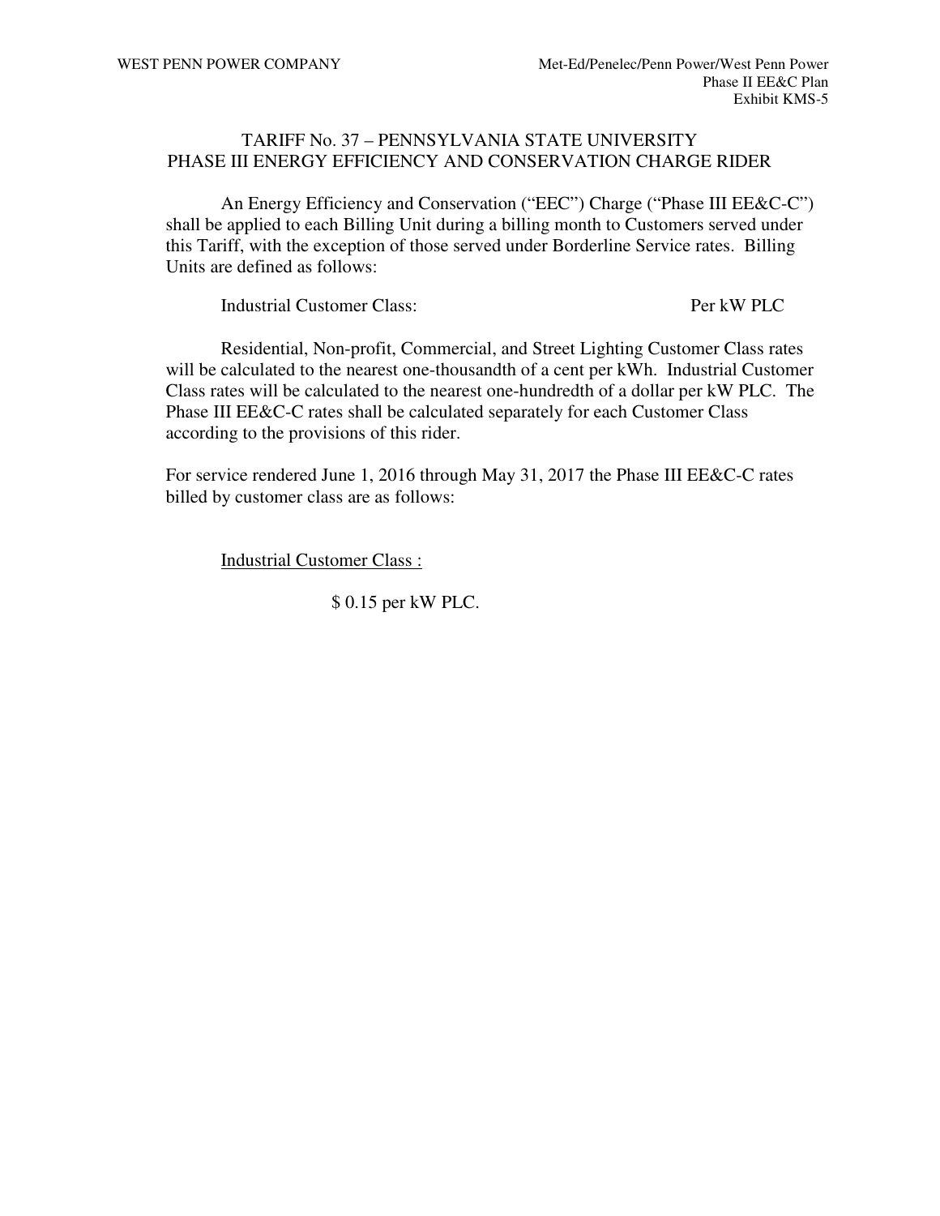## TARIFF No. 37 – PENNSYLVANIA STATE UNIVERSITY
## PHASE III ENERGY EFFICIENCY AND CONSERVATION CHARGE RIDER

An Energy Efficiency and Conservation ("EEC") Charge ("Phase III EE&C-C") shall be applied to each Billing Unit during a billing month to Customers served under this Tariff, with the exception of those served under Borderline Service rates. Billing Units are defined as follows:

Industrial Customer Class: Per kW PLC

Residential, Non-profit, Commercial, and Street Lighting Customer Class rates will be calculated to the nearest one-thousandth of a cent per kWh. Industrial Customer Class rates will be calculated to the nearest one-hundredth of a dollar per kW PLC. The Phase III EE&C-C rates shall be calculated separately for each Customer Class according to the provisions of this rider.

For service rendered June 1, 2016 through May 31, 2017 the Phase III EE&C-C rates billed by customer class are as follows:

Industrial Customer Class :

$ 0.15 per kW PLC.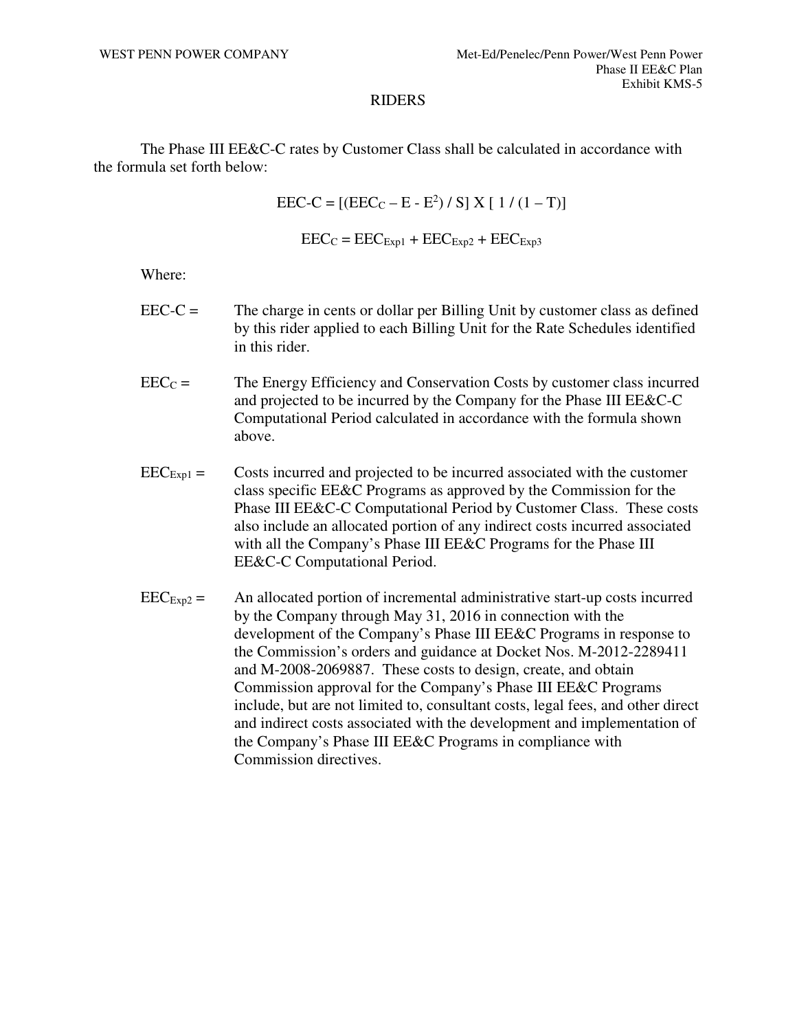# RIDERS

The Phase III EE&C-C rates by Customer Class shall be calculated in accordance with the formula set forth below:

$$EEC\text{-}C = [(EEC_C - E - E^2) / S] \times [1 / (1 - T)]$$

$$EEC_C = EEC_{Exp1} + EEC_{Exp2} + EEC_{Exp3}$$

Where:

EEC-C = The charge in cents or dollar per Billing Unit by customer class as defined by this rider applied to each Billing Unit for the Rate Schedules identified in this rider.

$EEC_C$ = The Energy Efficiency and Conservation Costs by customer class incurred and projected to be incurred by the Company for the Phase III EE&C-C Computational Period calculated in accordance with the formula shown above.

$EEC_{Exp1}$ = Costs incurred and projected to be incurred associated with the customer class specific EE&C Programs as approved by the Commission for the Phase III EE&C-C Computational Period by Customer Class. These costs also include an allocated portion of any indirect costs incurred associated with all the Company's Phase III EE&C Programs for the Phase III EE&C-C Computational Period.

$EEC_{Exp2}$ = An allocated portion of incremental administrative start-up costs incurred by the Company through May 31, 2016 in connection with the development of the Company's Phase III EE&C Programs in response to the Commission's orders and guidance at Docket Nos. M-2012-2289411 and M-2008-2069887. These costs to design, create, and obtain Commission approval for the Company's Phase III EE&C Programs include, but are not limited to, consultant costs, legal fees, and other direct and indirect costs associated with the development and implementation of the Company's Phase III EE&C Programs in compliance with Commission directives.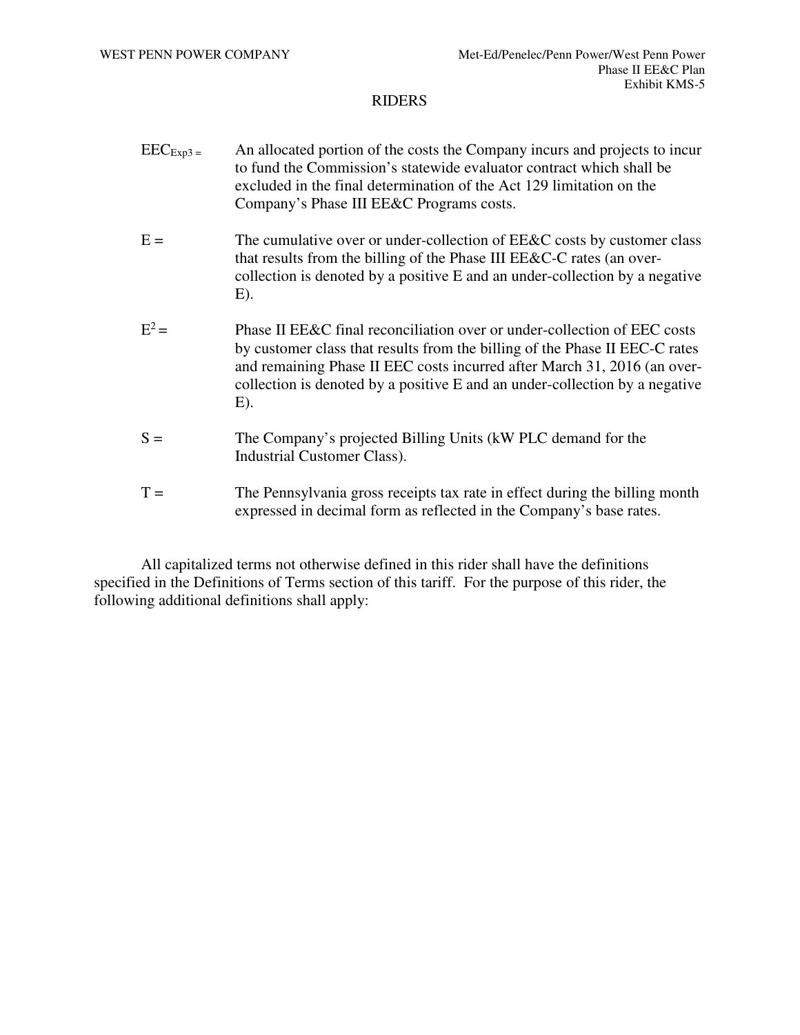## RIDERS

$EEC_{Exp3}$ = An allocated portion of the costs the Company incurs and projects to incur to fund the Commission's statewide evaluator contract which shall be excluded in the final determination of the Act 129 limitation on the Company's Phase III EE&C Programs costs.

E = The cumulative over or under-collection of EE&C costs by customer class that results from the billing of the Phase III EE&C-C rates (an over-collection is denoted by a positive E and an under-collection by a negative E).

$E^2$ = Phase II EE&C final reconciliation over or under-collection of EEC costs by customer class that results from the billing of the Phase II EEC-C rates and remaining Phase II EEC costs incurred after March 31, 2016 (an over-collection is denoted by a positive E and an under-collection by a negative E).

S = The Company's projected Billing Units (kW PLC demand for the Industrial Customer Class).

T = The Pennsylvania gross receipts tax rate in effect during the billing month expressed in decimal form as reflected in the Company's base rates.

All capitalized terms not otherwise defined in this rider shall have the definitions specified in the Definitions of Terms section of this tariff. For the purpose of this rider, the following additional definitions shall apply: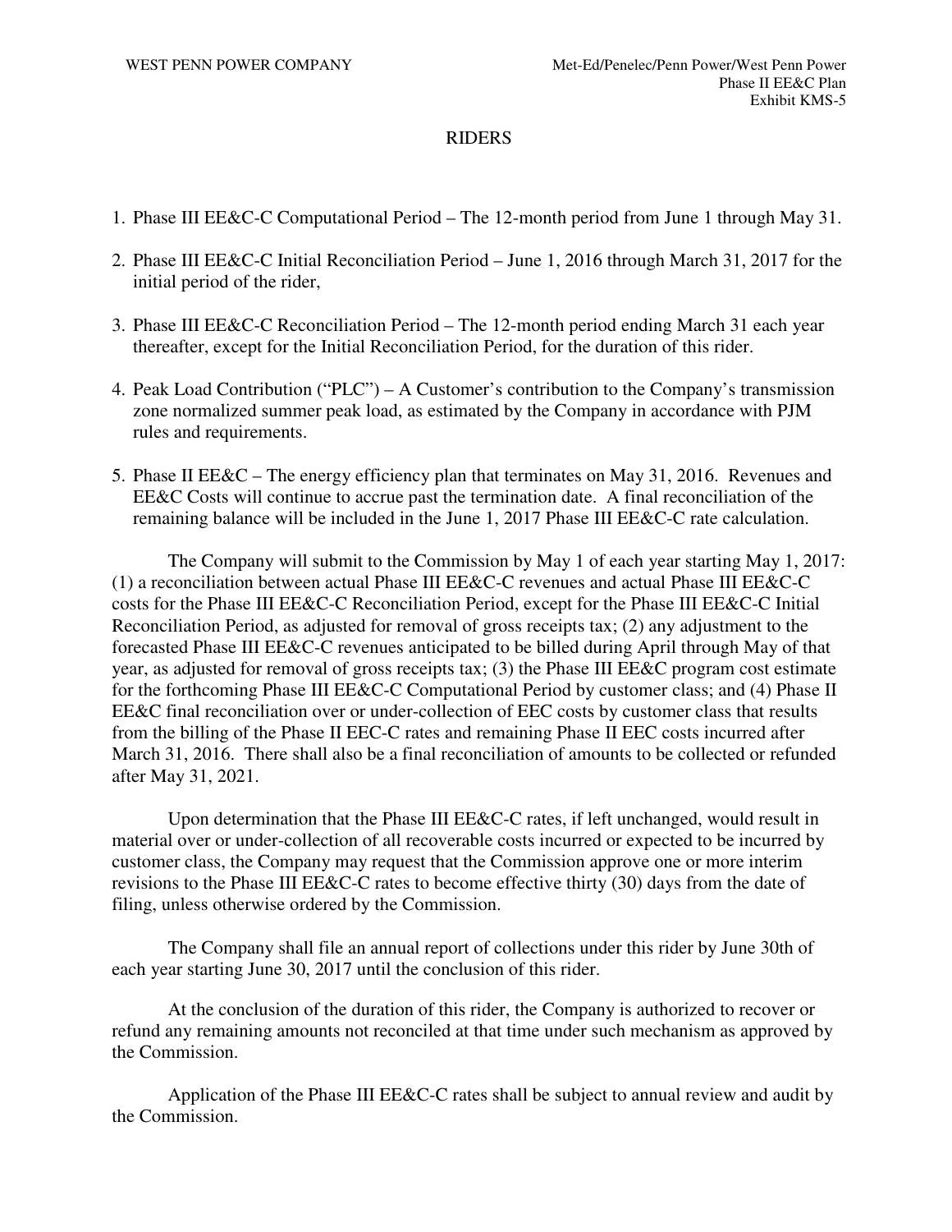# RIDERS

1. Phase III EE&C-C Computational Period – The 12-month period from June 1 through May 31.

2. Phase III EE&C-C Initial Reconciliation Period – June 1, 2016 through March 31, 2017 for the initial period of the rider,

3. Phase III EE&C-C Reconciliation Period – The 12-month period ending March 31 each year thereafter, except for the Initial Reconciliation Period, for the duration of this rider.

4. Peak Load Contribution ("PLC") – A Customer's contribution to the Company's transmission zone normalized summer peak load, as estimated by the Company in accordance with PJM rules and requirements.

5. Phase II EE&C – The energy efficiency plan that terminates on May 31, 2016. Revenues and EE&C Costs will continue to accrue past the termination date. A final reconciliation of the remaining balance will be included in the June 1, 2017 Phase III EE&C-C rate calculation.

The Company will submit to the Commission by May 1 of each year starting May 1, 2017: (1) a reconciliation between actual Phase III EE&C-C revenues and actual Phase III EE&C-C costs for the Phase III EE&C-C Reconciliation Period, except for the Phase III EE&C-C Initial Reconciliation Period, as adjusted for removal of gross receipts tax; (2) any adjustment to the forecasted Phase III EE&C-C revenues anticipated to be billed during April through May of that year, as adjusted for removal of gross receipts tax; (3) the Phase III EE&C program cost estimate for the forthcoming Phase III EE&C-C Computational Period by customer class; and (4) Phase II EE&C final reconciliation over or under-collection of EEC costs by customer class that results from the billing of the Phase II EEC-C rates and remaining Phase II EEC costs incurred after March 31, 2016. There shall also be a final reconciliation of amounts to be collected or refunded after May 31, 2021.

Upon determination that the Phase III EE&C-C rates, if left unchanged, would result in material over or under-collection of all recoverable costs incurred or expected to be incurred by customer class, the Company may request that the Commission approve one or more interim revisions to the Phase III EE&C-C rates to become effective thirty (30) days from the date of filing, unless otherwise ordered by the Commission.

The Company shall file an annual report of collections under this rider by June 30th of each year starting June 30, 2017 until the conclusion of this rider.

At the conclusion of the duration of this rider, the Company is authorized to recover or refund any remaining amounts not reconciled at that time under such mechanism as approved by the Commission.

Application of the Phase III EE&C-C rates shall be subject to annual review and audit by the Commission.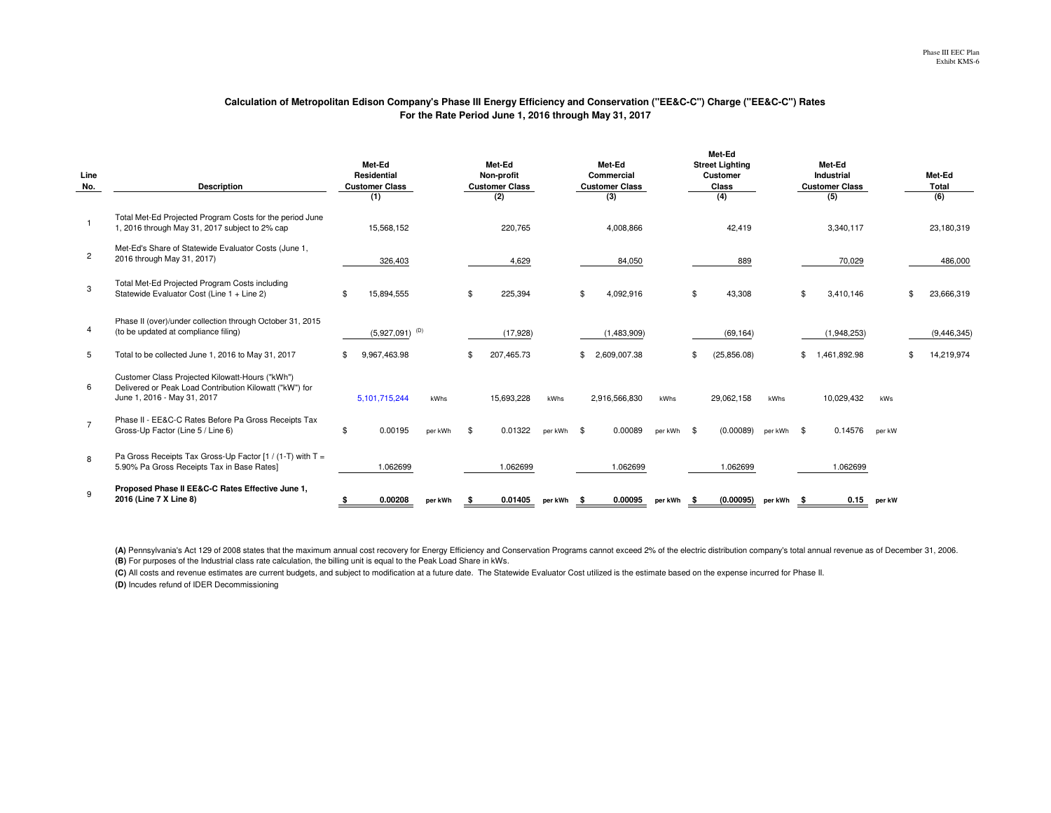Phase III EEC Plan
Exhibt KMS-6

### Calculation of Metropolitan Edison Company's Phase III Energy Efficiency and Conservation ("EE&C-C") Charge ("EE&C-C") Rates
### For the Rate Period June 1, 2016 through May 31, 2017

| Line No. | Description | Met-Ed Residential Customer Class (1) | | Met-Ed Non-profit Customer Class (2) | | Met-Ed Commercial Customer Class (3) | | Met-Ed Street Lighting Customer Class (4) | | Met-Ed Industrial Customer Class (5) | | Met-Ed Total (6) |
|---|---|---|---|---|---|---|---|---|---|---|---|---|
| 1 | Total Met-Ed Projected Program Costs for the period June 1, 2016 through May 31, 2017 subject to 2% cap | 15,568,152 | | 220,765 | | 4,008,866 | | 42,419 | | 3,340,117 | | 23,180,319 |
| 2 | Met-Ed's Share of Statewide Evaluator Costs (June 1, 2016 through May 31, 2017) | 326,403 | | 4,629 | | 84,050 | | 889 | | 70,029 | | 486,000 |
| 3 | Total Met-Ed Projected Program Costs including Statewide Evaluator Cost (Line 1 + Line 2) | $ 15,894,555 | | $ 225,394 | | $ 4,092,916 | | $ 43,308 | | $ 3,410,146 | | $ 23,666,319 |
| 4 | Phase II (over)/under collection through October 31, 2015 (to be updated at compliance filing) | (5,927,091) (D) | | (17,928) | | (1,483,909) | | (69,164) | | (1,948,253) | | (9,446,345) |
| 5 | Total to be collected June 1, 2016 to May 31, 2017 | $ 9,967,463.98 | | $ 207,465.73 | | $ 2,609,007.38 | | $ (25,856.08) | | $ 1,461,892.98 | | $ 14,219,974 |
| 6 | Customer Class Projected Kilowatt-Hours ("kWh") Delivered or Peak Load Contribution Kilowatt ("kW") for June 1, 2016 - May 31, 2017 | 5,101,715,244 | kWhs | 15,693,228 | kWhs | 2,916,566,830 | kWhs | 29,062,158 | kWhs | 10,029,432 | kWs | |
| 7 | Phase II - EE&C-C Rates Before Pa Gross Receipts Tax Gross-Up Factor (Line 5 / Line 6) | $ 0.00195 | per kWh | $ 0.01322 | per kWh | $ 0.00089 | per kWh | $ (0.00089) | per kWh | $ 0.14576 | per kW | |
| 8 | Pa Gross Receipts Tax Gross-Up Factor [1 / (1-T) with T = 5.90% Pa Gross Receipts Tax in Base Rates] | 1.062699 | | 1.062699 | | 1.062699 | | 1.062699 | | 1.062699 | | |
| 9 | **Proposed Phase II EE&C-C Rates Effective June 1, 2016 (Line 7 X Line 8)** | **$ 0.00208** | **per kWh** | **$ 0.01405** | **per kWh** | **$ 0.00095** | **per kWh** | **$ (0.00095)** | **per kWh** | **$ 0.15** | **per kW** | |

**(A)** Pennsylvania's Act 129 of 2008 states that the maximum annual cost recovery for Energy Efficiency and Conservation Programs cannot exceed 2% of the electric distribution company's total annual revenue as of December 31, 2006.
**(B)** For purposes of the Industrial class rate calculation, the billing unit is equal to the Peak Load Share in kWs.
**(C)** All costs and revenue estimates are current budgets, and subject to modification at a future date. The Statewide Evaluator Cost utilized is the estimate based on the expense incurred for Phase II.
**(D)** Incudes refund of IDER Decommissioning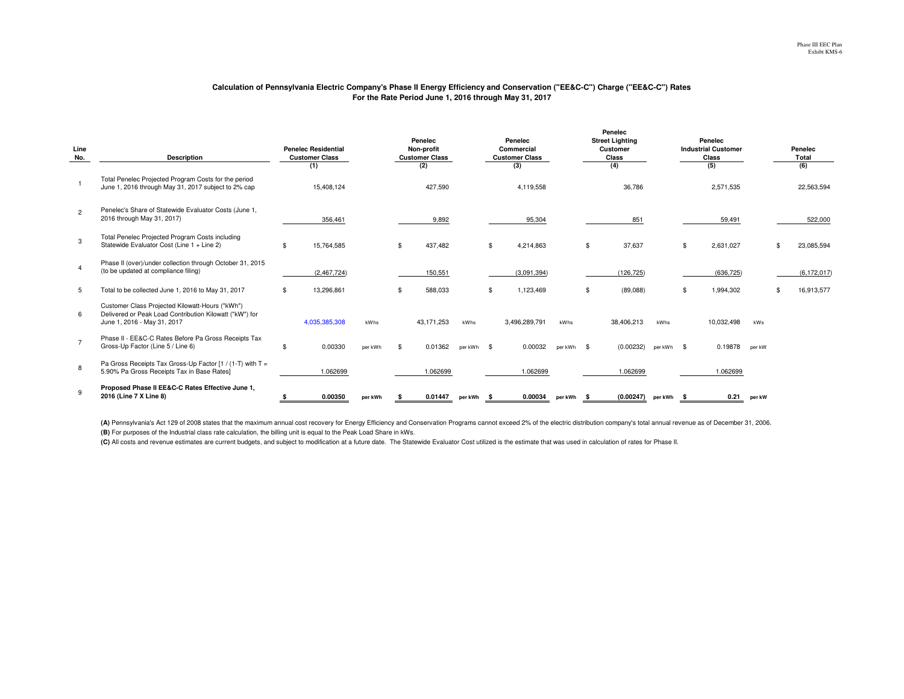Phase III EEC Plan
Exhibit KMS-6

## Calculation of Pennsylvania Electric Company's Phase II Energy Efficiency and Conservation ("EE&C-C") Charge ("EE&C-C") Rates
## For the Rate Period June 1, 2016 through May 31, 2017

| Line No. | Description | Penelec Residential Customer Class (1) | | Penelec Non-profit Customer Class (2) | | Penelec Commercial Customer Class (3) | | Penelec Street Lighting Customer Class (4) | | Penelec Industrial Customer Class (5) | | Penelec Total (6) |
|---|---|---|---|---|---|---|---|---|---|---|---|---|
| 1 | Total Penelec Projected Program Costs for the period June 1, 2016 through May 31, 2017 subject to 2% cap | 15,408,124 | | 427,590 | | 4,119,558 | | 36,786 | | 2,571,535 | | 22,563,594 |
| 2 | Penelec's Share of Statewide Evaluator Costs (June 1, 2016 through May 31, 2017) | 356,461 | | 9,892 | | 95,304 | | 851 | | 59,491 | | 522,000 |
| 3 | Total Penelec Projected Program Costs including Statewide Evaluator Cost (Line 1 + Line 2) | $ 15,764,585 | | $ 437,482 | | $ 4,214,863 | | $ 37,637 | | $ 2,631,027 | | $ 23,085,594 |
| 4 | Phase II (over)/under collection through October 31, 2015 (to be updated at compliance filing) | (2,467,724) | | 150,551 | | (3,091,394) | | (126,725) | | (636,725) | | (6,172,017) |
| 5 | Total to be collected June 1, 2016 to May 31, 2017 | $ 13,296,861 | | $ 588,033 | | $ 1,123,469 | | $ (89,088) | | $ 1,994,302 | | $ 16,913,577 |
| 6 | Customer Class Projected Kilowatt-Hours ("kWh") Delivered or Peak Load Contribution Kilowatt ("kW") for June 1, 2016 - May 31, 2017 | 4,035,385,308 | kWhs | 43,171,253 | kWhs | 3,496,289,791 | kWhs | 38,406,213 | kWhs | 10,032,498 | kWs | |
| 7 | Phase II - EE&C-C Rates Before Pa Gross Receipts Tax Gross-Up Factor (Line 5 / Line 6) | $ 0.00330 | per kWh | $ 0.01362 | per kWh | $ 0.00032 | per kWh | $ (0.00232) | per kWh | $ 0.19878 | per kW | |
| 8 | Pa Gross Receipts Tax Gross-Up Factor [1 / (1-T) with T = 5.90% Pa Gross Receipts Tax in Base Rates] | 1.062699 | | 1.062699 | | 1.062699 | | 1.062699 | | 1.062699 | | |
| 9 | **Proposed Phase II EE&C-C Rates Effective June 1, 2016 (Line 7 X Line 8)** | **$ 0.00350** | **per kWh** | **$ 0.01447** | **per kWh** | **$ 0.00034** | **per kWh** | **$ (0.00247)** | **per kWh** | **$ 0.21** | **per kW** | |

**(A)** Pennsylvania's Act 129 of 2008 states that the maximum annual cost recovery for Energy Efficiency and Conservation Programs cannot exceed 2% of the electric distribution company's total annual revenue as of December 31, 2006.

**(B)** For purposes of the Industrial class rate calculation, the billing unit is equal to the Peak Load Share in kWs.

**(C)** All costs and revenue estimates are current budgets, and subject to modification at a future date. The Statewide Evaluator Cost utilized is the estimate that was used in calculation of rates for Phase II.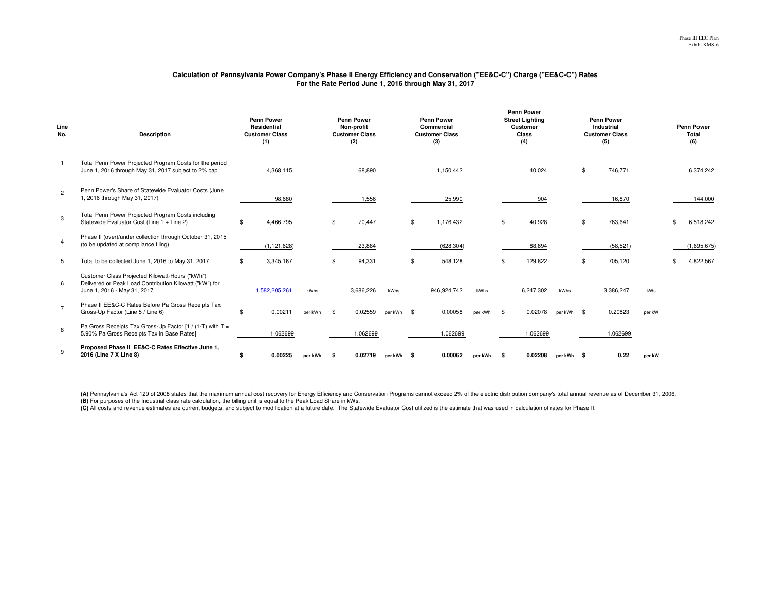Phase III EEC Plan
Exhibt KMS-6

## Calculation of Pennsylvania Power Company's Phase II Energy Efficiency and Conservation ("EE&C-C") Charge ("EE&C-C") Rates
## For the Rate Period June 1, 2016 through May 31, 2017

| Line No. | Description | Penn Power Residential Customer Class (1) | | Penn Power Non-profit Customer Class (2) | | Penn Power Commercial Customer Class (3) | | Penn Power Street Lighting Customer Class (4) | | Penn Power Industrial Customer Class (5) | | Penn Power Total (6) |
|---|---|---|---|---|---|---|---|---|---|---|---|---|
| 1 | Total Penn Power Projected Program Costs for the period June 1, 2016 through May 31, 2017 subject to 2% cap | 4,368,115 | | 68,890 | | 1,150,442 | | 40,024 | | $ 746,771 | | 6,374,242 |
| 2 | Penn Power's Share of Statewide Evaluator Costs (June 1, 2016 through May 31, 2017) | 98,680 | | 1,556 | | 25,990 | | 904 | | 16,870 | | 144,000 |
| 3 | Total Penn Power Projected Program Costs including Statewide Evaluator Cost (Line 1 + Line 2) | $ 4,466,795 | | $ 70,447 | | $ 1,176,432 | | $ 40,928 | | $ 763,641 | | $ 6,518,242 |
| 4 | Phase II (over)/under collection through October 31, 2015 (to be updated at compliance filing) | (1,121,628) | | 23,884 | | (628,304) | | 88,894 | | (58,521) | | (1,695,675) |
| 5 | Total to be collected June 1, 2016 to May 31, 2017 | $ 3,345,167 | | $ 94,331 | | $ 548,128 | | $ 129,822 | | $ 705,120 | | $ 4,822,567 |
| 6 | Customer Class Projected Kilowatt-Hours ("kWh") Delivered or Peak Load Contribution Kilowatt ("kW") for June 1, 2016 - May 31, 2017 | 1,582,205,261 | kWhs | 3,686,226 | kWhs | 946,924,742 | kWhs | 6,247,302 | kWhs | 3,386,247 | kWs | |
| 7 | Phase II EE&C-C Rates Before Pa Gross Receipts Tax Gross-Up Factor (Line 5 / Line 6) | $ 0.00211 | per kWh | $ 0.02559 | per kWh | $ 0.00058 | per kWh | $ 0.02078 | per kWh | $ 0.20823 | per kW | |
| 8 | Pa Gross Receipts Tax Gross-Up Factor [1 / (1-T) with T = 5.90% Pa Gross Receipts Tax in Base Rates] | 1.062699 | | 1.062699 | | 1.062699 | | 1.062699 | | 1.062699 | | |
| 9 | **Proposed Phase II EE&C-C Rates Effective June 1, 2016 (Line 7 X Line 8)** | **$ 0.00225** | **per kWh** | **$ 0.02719** | **per kWh** | **$ 0.00062** | **per kWh** | **$ 0.02208** | **per kWh** | **$ 0.22** | **per kW** | |

**(A)** Pennsylvania's Act 129 of 2008 states that the maximum annual cost recovery for Energy Efficiency and Conservation Programs cannot exceed 2% of the electric distribution company's total annual revenue as of December 31, 2006.
**(B)** For purposes of the Industrial class rate calculation, the billing unit is equal to the Peak Load Share in kWs.
**(C)** All costs and revenue estimates are current budgets, and subject to modification at a future date. The Statewide Evaluator Cost utilized is the estimate that was used in calculation of rates for Phase II.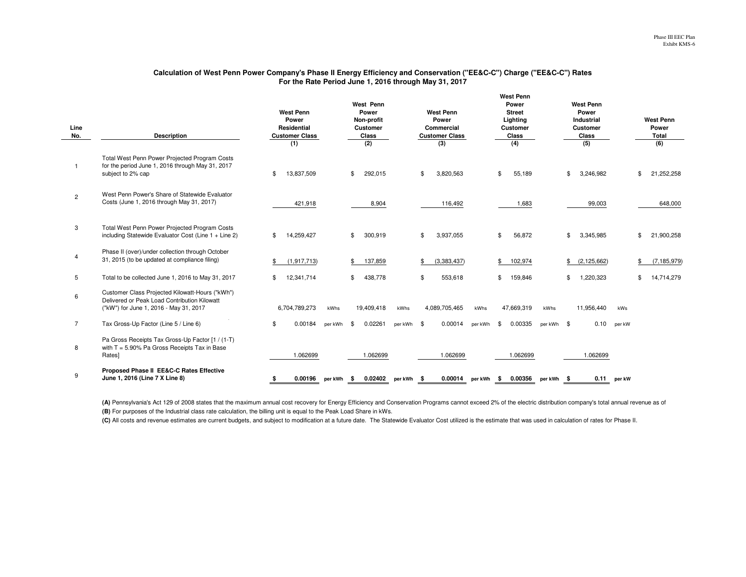Phase III EEC Plan
Exhibt KMS-6

### Calculation of West Penn Power Company's Phase II Energy Efficiency and Conservation ("EE&C-C") Charge ("EE&C-C") Rates
### For the Rate Period June 1, 2016 through May 31, 2017

| Line No. | Description | West Penn Power Residential Customer Class (1) | | West Penn Power Non-profit Customer Class (2) | | West Penn Power Commercial Customer Class (3) | | West Penn Power Street Lighting Customer Class (4) | | West Penn Power Industrial Customer Class (5) | | West Penn Power Total (6) |
|---|---|---|---|---|---|---|---|---|---|---|---|---|
| 1 | Total West Penn Power Projected Program Costs for the period June 1, 2016 through May 31, 2017 subject to 2% cap | $ 13,837,509 | | $ 292,015 | | $ 3,820,563 | | $ 55,189 | | $ 3,246,982 | | $ 21,252,258 |
| 2 | West Penn Power's Share of Statewide Evaluator Costs (June 1, 2016 through May 31, 2017) | 421,918 | | 8,904 | | 116,492 | | 1,683 | | 99,003 | | 648,000 |
| 3 | Total West Penn Power Projected Program Costs including Statewide Evaluator Cost (Line 1 + Line 2) | $ 14,259,427 | | $ 300,919 | | $ 3,937,055 | | $ 56,872 | | $ 3,345,985 | | $ 21,900,258 |
| 4 | Phase II (over)/under collection through October 31, 2015 (to be updated at compliance filing) | $ (1,917,713) | | $ 137,859 | | $ (3,383,437) | | $ 102,974 | | $ (2,125,662) | | $ (7,185,979) |
| 5 | Total to be collected June 1, 2016 to May 31, 2017 | $ 12,341,714 | | $ 438,778 | | $ 553,618 | | $ 159,846 | | $ 1,220,323 | | $ 14,714,279 |
| 6 | Customer Class Projected Kilowatt-Hours ("kWh") Delivered or Peak Load Contribution Kilowatt ("kW") for June 1, 2016 - May 31, 2017 | 6,704,789,273 | kWhs | 19,409,418 | kWhs | 4,089,705,465 | kWhs | 47,669,319 | kWhs | 11,956,440 | kWs | |
| 7 | Tax Gross-Up Factor (Line 5 / Line 6) | $ 0.00184 | per kWh | $ 0.02261 | per kWh | $ 0.00014 | per kWh | $ 0.00335 | per kWh | $ 0.10 | per kW | |
| 8 | Pa Gross Receipts Tax Gross-Up Factor [1 / (1-T) with T = 5.90% Pa Gross Receipts Tax in Base Rates] | 1.062699 | | 1.062699 | | 1.062699 | | 1.062699 | | 1.062699 | | |
| 9 | **Proposed Phase II EE&C-C Rates Effective June 1, 2016 (Line 7 X Line 8)** | **$ 0.00196** | **per kWh** | **$ 0.02402** | **per kWh** | **$ 0.00014** | **per kWh** | **$ 0.00356** | **per kWh** | **$ 0.11** | **per kW** | |

**(A)** Pennsylvania's Act 129 of 2008 states that the maximum annual cost recovery for Energy Efficiency and Conservation Programs cannot exceed 2% of the electric distribution company's total annual revenue as of

**(B)** For purposes of the Industrial class rate calculation, the billing unit is equal to the Peak Load Share in kWs.

**(C)** All costs and revenue estimates are current budgets, and subject to modification at a future date. The Statewide Evaluator Cost utilized is the estimate that was used in calculation of rates for Phase II.